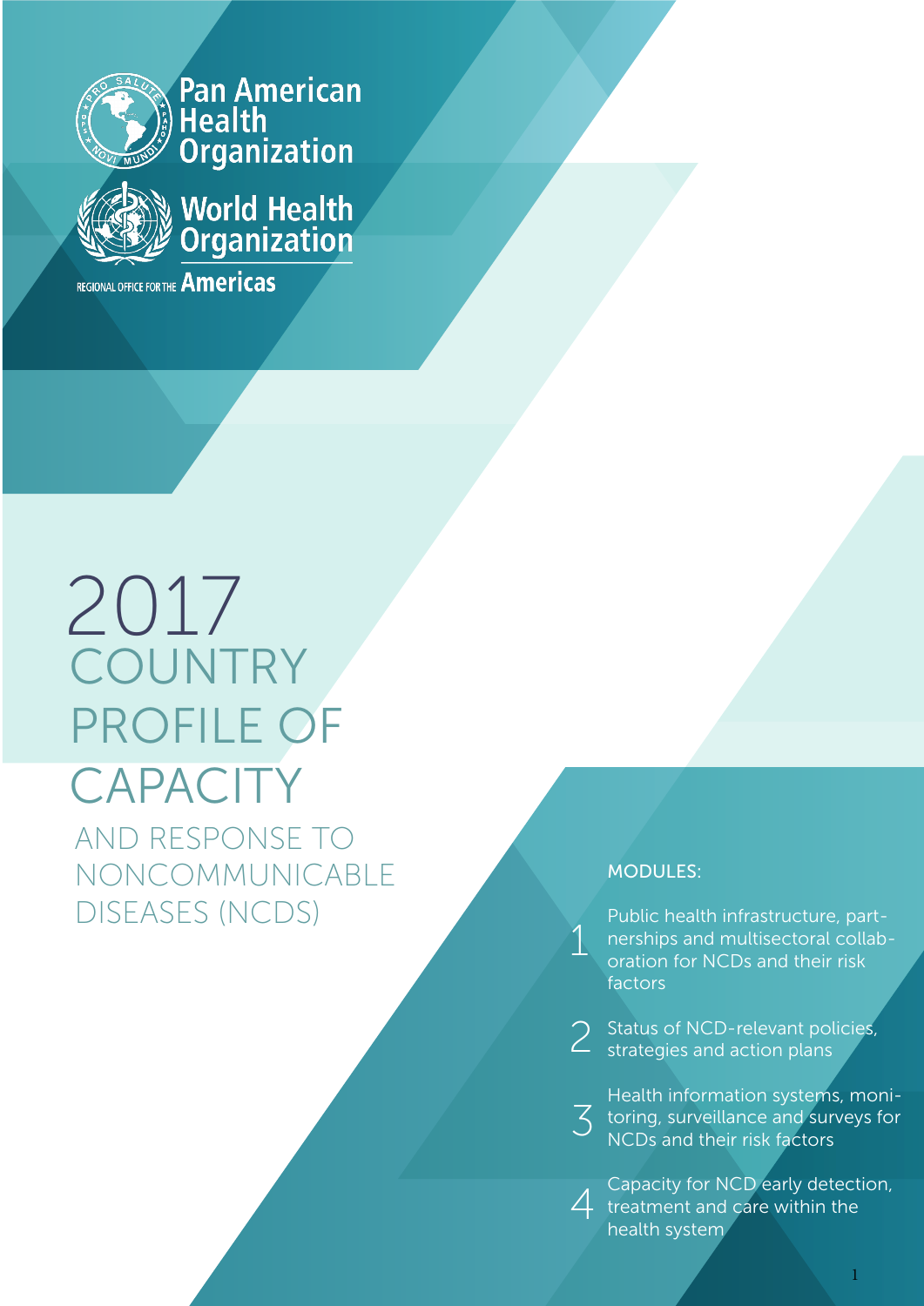Pan American Health Organization

World Health Organization

REGIONAL OFFICE FOR THE Americas

# 2017 COUNTRY PROFILE OF CAPACITY

## AND RESPONSE TO NONCOMMUNICABLE DISEASES (NCDS)

MODULES:

1. Public health infrastructure, partnerships and multisectoral collaboration for NCDs and their risk factors
2. Status of NCD-relevant policies, strategies and action plans
3. Health information systems, monitoring, surveillance and surveys for NCDs and their risk factors
4. Capacity for NCD early detection, treatment and care within the health system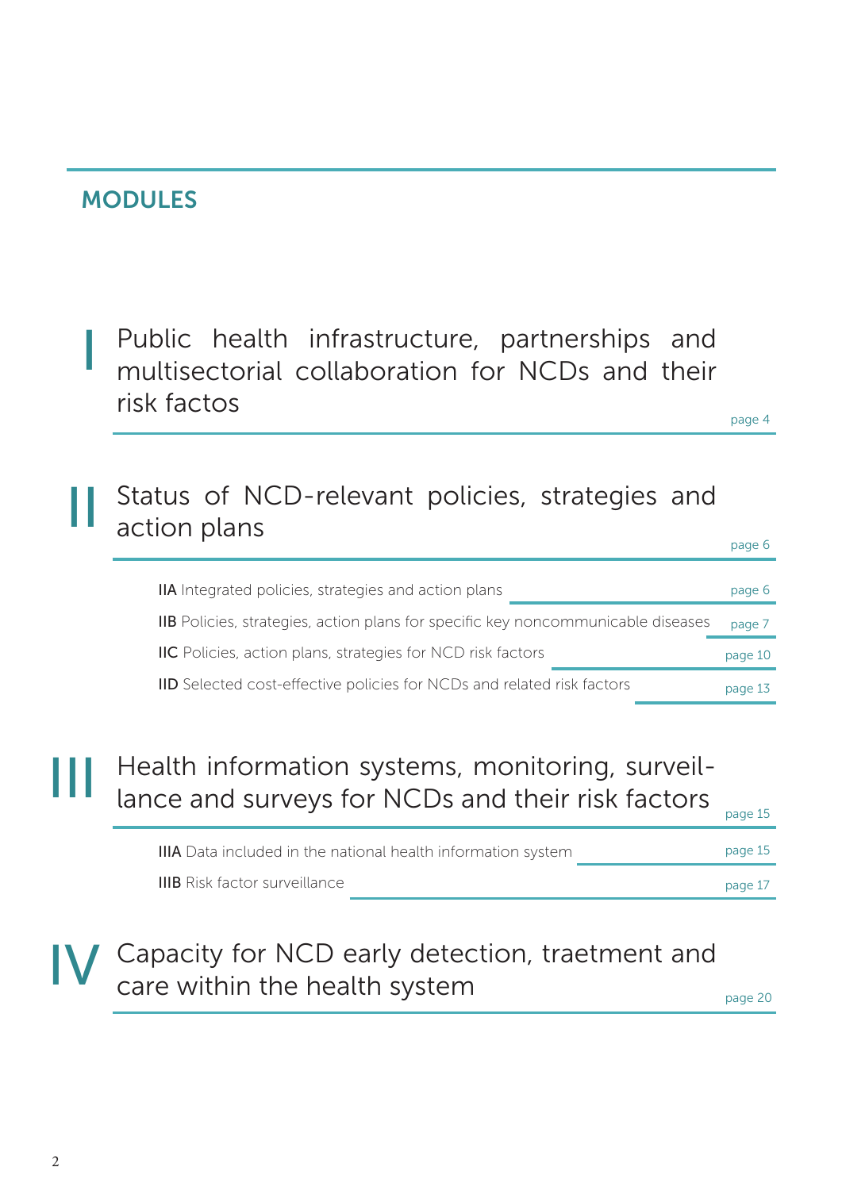## MODULES

**I** Public health infrastructure, partnerships and multisectorial collaboration for NCDs and their risk factos — page 4

**II** Status of NCD-relevant policies, strategies and action plans — page 6

- **IIA** Integrated policies, strategies and action plans — page 6
- **IIB** Policies, strategies, action plans for specific key noncommunicable diseases — page 7
- **IIC** Policies, action plans, strategies for NCD risk factors — page 10
- **IID** Selected cost-effective policies for NCDs and related risk factors — page 13

**III** Health information systems, monitoring, surveillance and surveys for NCDs and their risk factors — page 15

- **IIIA** Data included in the national health information system — page 15
- **IIIB** Risk factor surveillance — page 17

**IV** Capacity for NCD early detection, traetment and care within the health system — page 20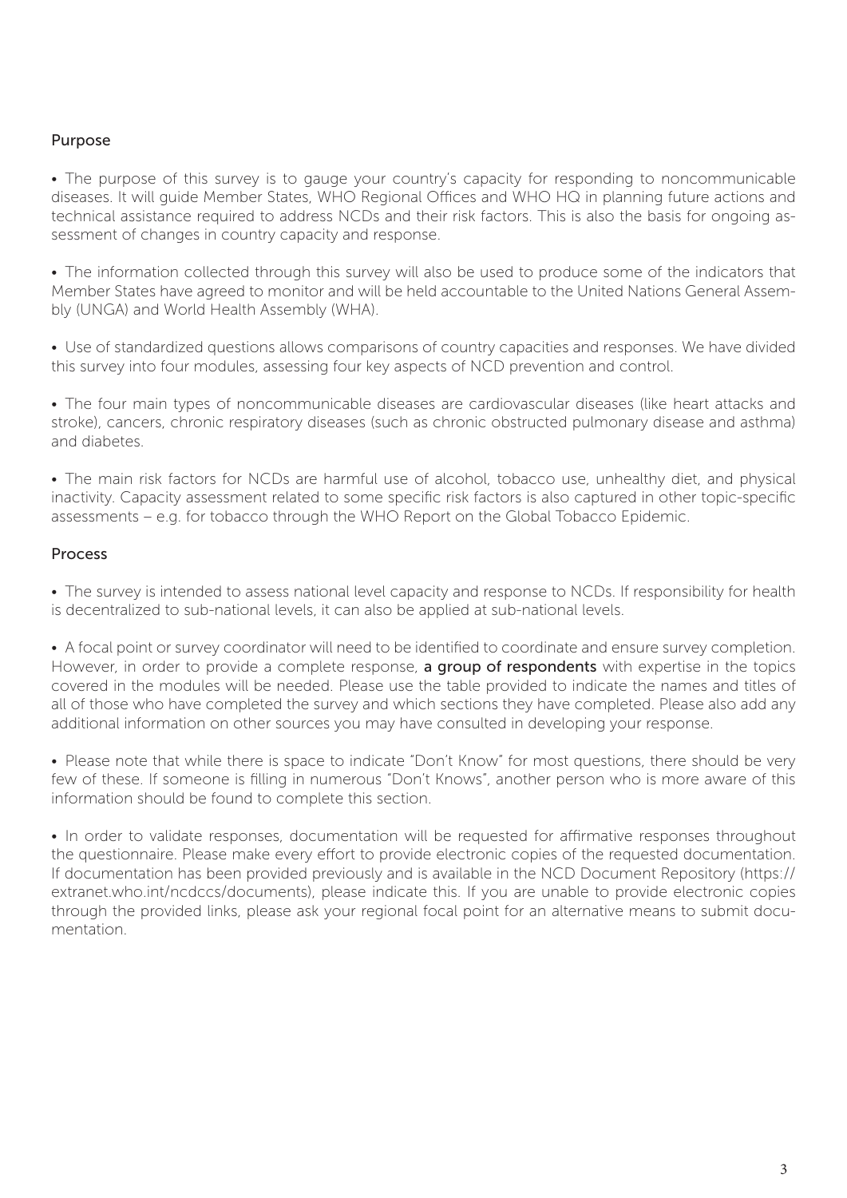## Purpose

- The purpose of this survey is to gauge your country's capacity for responding to noncommunicable diseases. It will guide Member States, WHO Regional Offices and WHO HQ in planning future actions and technical assistance required to address NCDs and their risk factors. This is also the basis for ongoing assessment of changes in country capacity and response.

- The information collected through this survey will also be used to produce some of the indicators that Member States have agreed to monitor and will be held accountable to the United Nations General Assembly (UNGA) and World Health Assembly (WHA).

- Use of standardized questions allows comparisons of country capacities and responses. We have divided this survey into four modules, assessing four key aspects of NCD prevention and control.

- The four main types of noncommunicable diseases are cardiovascular diseases (like heart attacks and stroke), cancers, chronic respiratory diseases (such as chronic obstructed pulmonary disease and asthma) and diabetes.

- The main risk factors for NCDs are harmful use of alcohol, tobacco use, unhealthy diet, and physical inactivity. Capacity assessment related to some specific risk factors is also captured in other topic-specific assessments – e.g. for tobacco through the WHO Report on the Global Tobacco Epidemic.

## Process

- The survey is intended to assess national level capacity and response to NCDs. If responsibility for health is decentralized to sub-national levels, it can also be applied at sub-national levels.

- A focal point or survey coordinator will need to be identified to coordinate and ensure survey completion. However, in order to provide a complete response, **a group of respondents** with expertise in the topics covered in the modules will be needed. Please use the table provided to indicate the names and titles of all of those who have completed the survey and which sections they have completed. Please also add any additional information on other sources you may have consulted in developing your response.

- Please note that while there is space to indicate "Don't Know" for most questions, there should be very few of these. If someone is filling in numerous "Don't Knows", another person who is more aware of this information should be found to complete this section.

- In order to validate responses, documentation will be requested for affirmative responses throughout the questionnaire. Please make every effort to provide electronic copies of the requested documentation. If documentation has been provided previously and is available in the NCD Document Repository (https://extranet.who.int/ncdccs/documents), please indicate this. If you are unable to provide electronic copies through the provided links, please ask your regional focal point for an alternative means to submit documentation.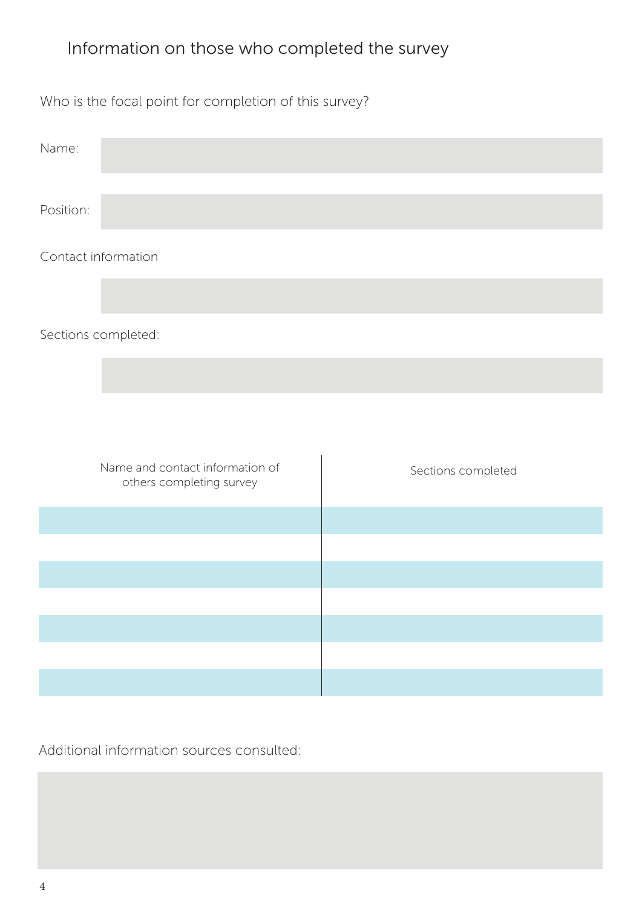# Information on those who completed the survey

Who is the focal point for completion of this survey?

Name:

Position:

Contact information

Sections completed:

| Name and contact information of others completing survey | Sections completed |
| --- | --- |
| | |
| | |
| | |
| | |
| | |
| | |
| | |

Additional information sources consulted: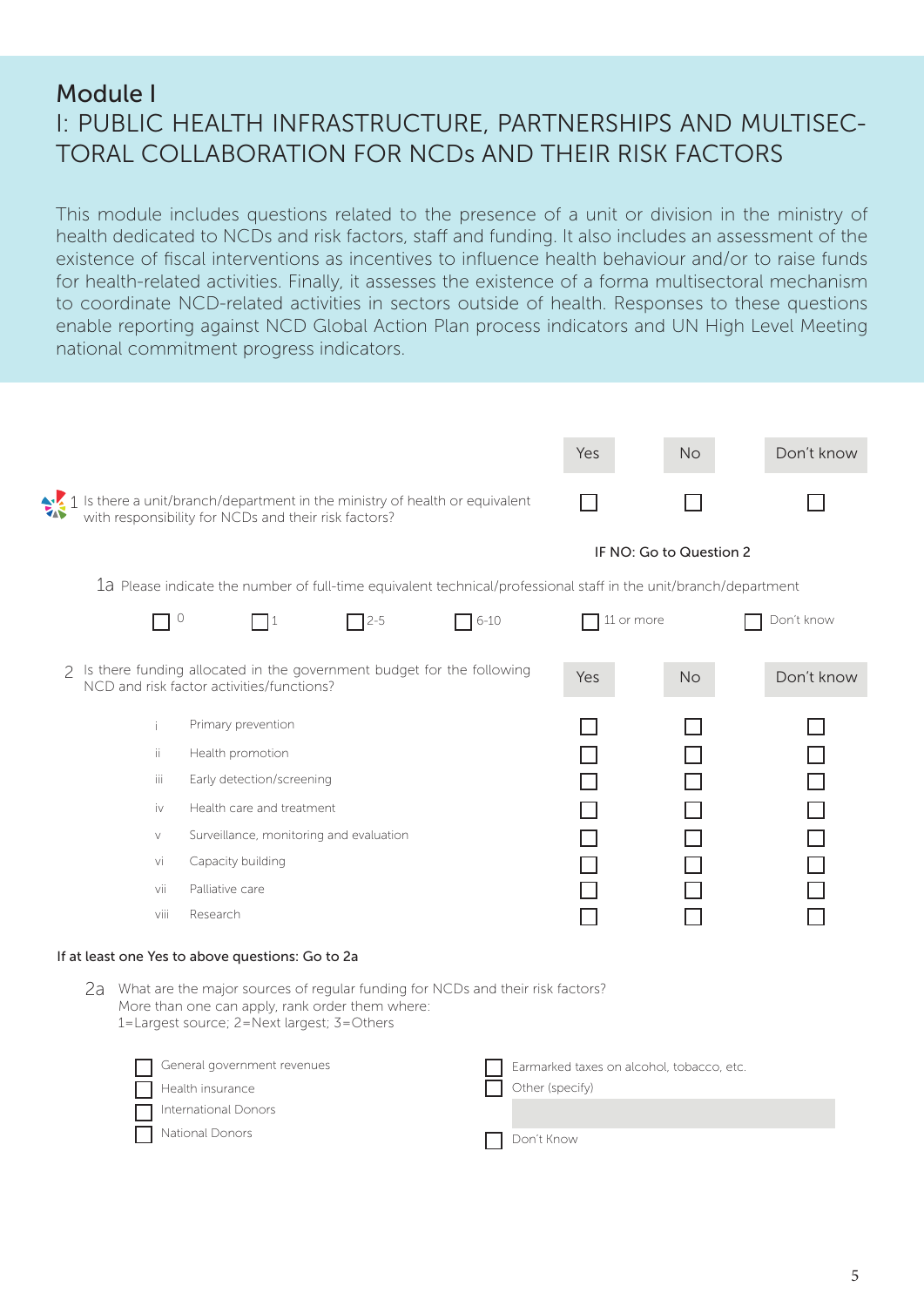## Module I

# I: PUBLIC HEALTH INFRASTRUCTURE, PARTNERSHIPS AND MULTISECTORAL COLLABORATION FOR NCDs AND THEIR RISK FACTORS

This module includes questions related to the presence of a unit or division in the ministry of health dedicated to NCDs and risk factors, staff and funding. It also includes an assessment of the existence of fiscal interventions as incentives to influence health behaviour and/or to raise funds for health-related activities. Finally, it assesses the existence of a forma multisectoral mechanism to coordinate NCD-related activities in sectors outside of health. Responses to these questions enable reporting against NCD Global Action Plan process indicators and UN High Level Meeting national commitment progress indicators.

| | Yes | No | Don't know |
|---|---|---|---|
| 1 Is there a unit/branch/department in the ministry of health or equivalent with responsibility for NCDs and their risk factors? | ☐ | ☐ | ☐ |

**IF NO: Go to Question 2**

1a Please indicate the number of full-time equivalent technical/professional staff in the unit/branch/department

☐ 0 ☐ 1 ☐ 2-5 ☐ 6-10 ☐ 11 or more ☐ Don't know

| 2 Is there funding allocated in the government budget for the following NCD and risk factor activities/functions? | Yes | No | Don't know |
|---|---|---|---|
| i Primary prevention | ☐ | ☐ | ☐ |
| ii Health promotion | ☐ | ☐ | ☐ |
| iii Early detection/screening | ☐ | ☐ | ☐ |
| iv Health care and treatment | ☐ | ☐ | ☐ |
| v Surveillance, monitoring and evaluation | ☐ | ☐ | ☐ |
| vi Capacity building | ☐ | ☐ | ☐ |
| vii Palliative care | ☐ | ☐ | ☐ |
| viii Research | ☐ | ☐ | ☐ |

**If at least one Yes to above questions: Go to 2a**

2a What are the major sources of regular funding for NCDs and their risk factors?
More than one can apply, rank order them where:
1=Largest source; 2=Next largest; 3=Others

- ☐ General government revenues
- ☐ Health insurance
- ☐ International Donors
- ☐ National Donors
- ☐ Earmarked taxes on alcohol, tobacco, etc.
- ☐ Other (specify) ______
- ☐ Don't Know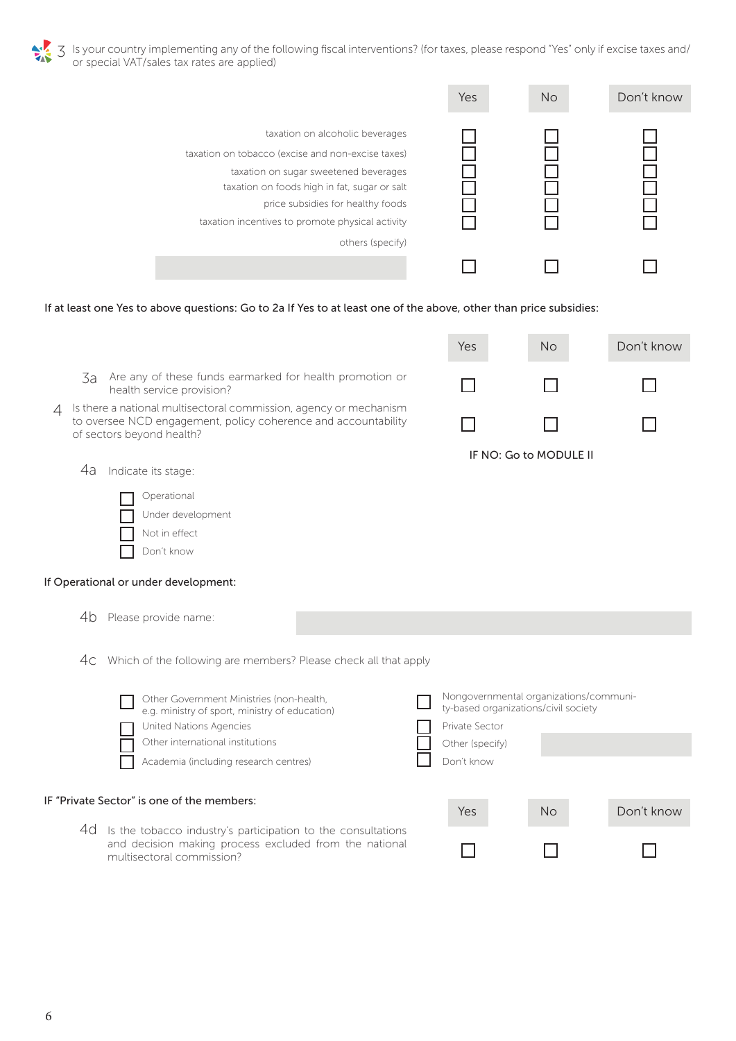3 Is your country implementing any of the following fiscal interventions? (for taxes, please respond "Yes" only if excise taxes and/or special VAT/sales tax rates are applied)

| | Yes | No | Don't know |
|---|---|---|---|
| taxation on alcoholic beverages | ☐ | ☐ | ☐ |
| taxation on tobacco (excise and non-excise taxes) | ☐ | ☐ | ☐ |
| taxation on sugar sweetened beverages | ☐ | ☐ | ☐ |
| taxation on foods high in fat, sugar or salt | ☐ | ☐ | ☐ |
| price subsidies for healthy foods | ☐ | ☐ | ☐ |
| taxation incentives to promote physical activity | ☐ | ☐ | ☐ |
| others (specify) ______ | ☐ | ☐ | ☐ |

**If at least one Yes to above questions: Go to 2a If Yes to at least one of the above, other than price subsidies:**

| | Yes | No | Don't know |
|---|---|---|---|
| 3a Are any of these funds earmarked for health promotion or health service provision? | ☐ | ☐ | ☐ |
| 4 Is there a national multisectoral commission, agency or mechanism to oversee NCD engagement, policy coherence and accountability of sectors beyond health? | ☐ | ☐ | ☐ |

**IF NO: Go to MODULE II**

4a Indicate its stage:

- ☐ Operational
- ☐ Under development
- ☐ Not in effect
- ☐ Don't know

**If Operational or under development:**

4b Please provide name: ______

4c Which of the following are members? Please check all that apply

- ☐ Other Government Ministries (non-health, e.g. ministry of sport, ministry of education)
- ☐ United Nations Agencies
- ☐ Other international institutions
- ☐ Academia (including research centres)
- ☐ Nongovernmental organizations/community-based organizations/civil society
- ☐ Private Sector
- ☐ Other (specify) ______
- ☐ Don't know

**IF "Private Sector" is one of the members:**

| | Yes | No | Don't know |
|---|---|---|---|
| 4d Is the tobacco industry's participation to the consultations and decision making process excluded from the national multisectoral commission? | ☐ | ☐ | ☐ |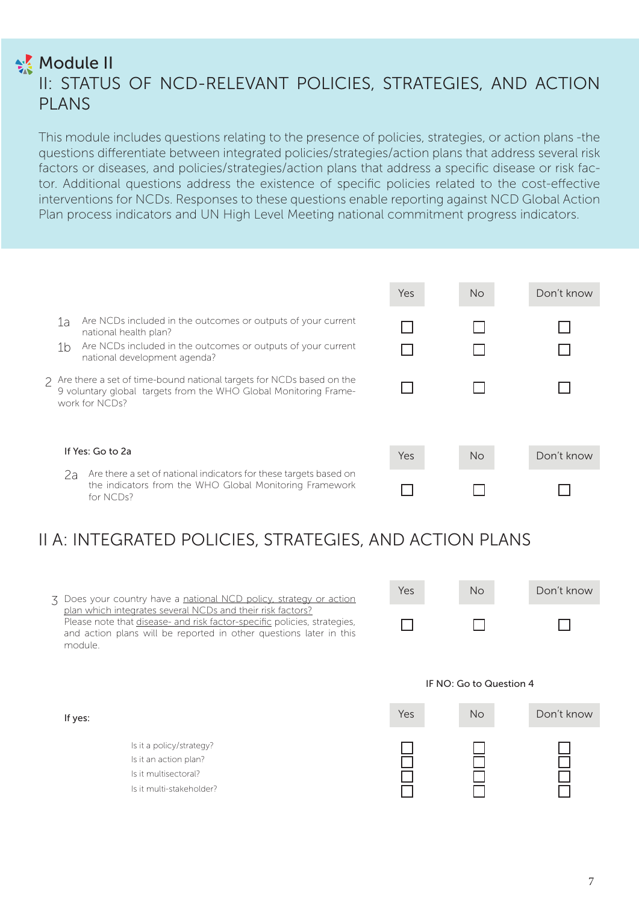# Module II

## II: STATUS OF NCD-RELEVANT POLICIES, STRATEGIES, AND ACTION PLANS

This module includes questions relating to the presence of policies, strategies, or action plans -the questions differentiate between integrated policies/strategies/action plans that address several risk factors or diseases, and policies/strategies/action plans that address a specific disease or risk factor. Additional questions address the existence of specific policies related to the cost-effective interventions for NCDs. Responses to these questions enable reporting against NCD Global Action Plan process indicators and UN High Level Meeting national commitment progress indicators.

| | Question | Yes | No | Don't know |
|---|---|---|---|---|
| 1a | Are NCDs included in the outcomes or outputs of your current national health plan? | ☐ | ☐ | ☐ |
| 1b | Are NCDs included in the outcomes or outputs of your current national development agenda? | ☐ | ☐ | ☐ |
| 2 | Are there a set of time-bound national targets for NCDs based on the 9 voluntary global targets from the WHO Global Monitoring Framework for NCDs? | ☐ | ☐ | ☐ |

**If Yes: Go to 2a**

| | Question | Yes | No | Don't know |
|---|---|---|---|---|
| 2a | Are there a set of national indicators for these targets based on the indicators from the WHO Global Monitoring Framework for NCDs? | ☐ | ☐ | ☐ |

## II A: INTEGRATED POLICIES, STRATEGIES, AND ACTION PLANS

| | Question | Yes | No | Don't know |
|---|---|---|---|---|
| 3 | Does your country have a national NCD policy, strategy or action plan which integrates several NCDs and their risk factors? Please note that disease- and risk factor-specific policies, strategies, and action plans will be reported in other questions later in this module. | ☐ | ☐ | ☐ |

**IF NO: Go to Question 4**

**If yes:**

| | Yes | No | Don't know |
|---|---|---|---|
| Is it a policy/strategy? | ☐ | ☐ | ☐ |
| Is it an action plan? | ☐ | ☐ | ☐ |
| Is it multisectoral? | ☐ | ☐ | ☐ |
| Is it multi-stakeholder? | ☐ | ☐ | ☐ |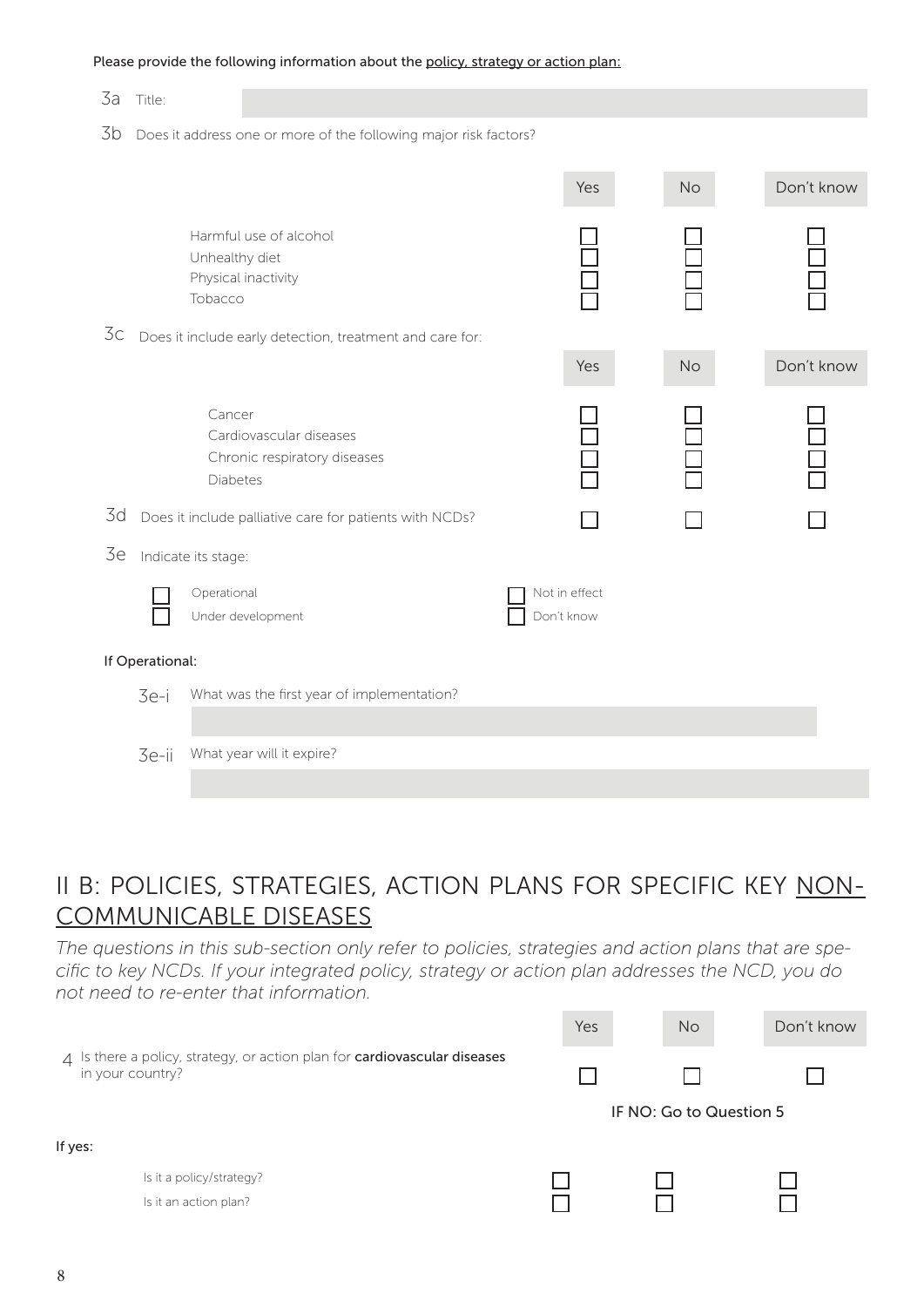Please provide the following information about the <u>policy, strategy or action plan:</u>

3a Title:

3b Does it address one or more of the following major risk factors?

| | Yes | No | Don't know |
|---|---|---|---|
| Harmful use of alcohol | ☐ | ☐ | ☐ |
| Unhealthy diet | ☐ | ☐ | ☐ |
| Physical inactivity | ☐ | ☐ | ☐ |
| Tobacco | ☐ | ☐ | ☐ |

3c Does it include early detection, treatment and care for:

| | Yes | No | Don't know |
|---|---|---|---|
| Cancer | ☐ | ☐ | ☐ |
| Cardiovascular diseases | ☐ | ☐ | ☐ |
| Chronic respiratory diseases | ☐ | ☐ | ☐ |
| Diabetes | ☐ | ☐ | ☐ |

| | Yes | No | Don't know |
|---|---|---|---|
| 3d Does it include palliative care for patients with NCDs? | ☐ | ☐ | ☐ |

3e Indicate its stage:

☐ Operational
☐ Under development
☐ Not in effect
☐ Don't know

If Operational:

3e-i What was the first year of implementation?

3e-ii What year will it expire?

## II B: POLICIES, STRATEGIES, ACTION PLANS FOR SPECIFIC KEY <u>NON-COMMUNICABLE DISEASES</u>

*The questions in this sub-section only refer to policies, strategies and action plans that are specific to key NCDs. If your integrated policy, strategy or action plan addresses the NCD, you do not need to re-enter that information.*

| | Yes | No | Don't know |
|---|---|---|---|
| 4 Is there a policy, strategy, or action plan for **cardiovascular diseases** in your country? | ☐ | ☐ | ☐ |

IF NO: Go to Question 5

If yes:

| | Yes | No | Don't know |
|---|---|---|---|
| Is it a policy/strategy? | ☐ | ☐ | ☐ |
| Is it an action plan? | ☐ | ☐ | ☐ |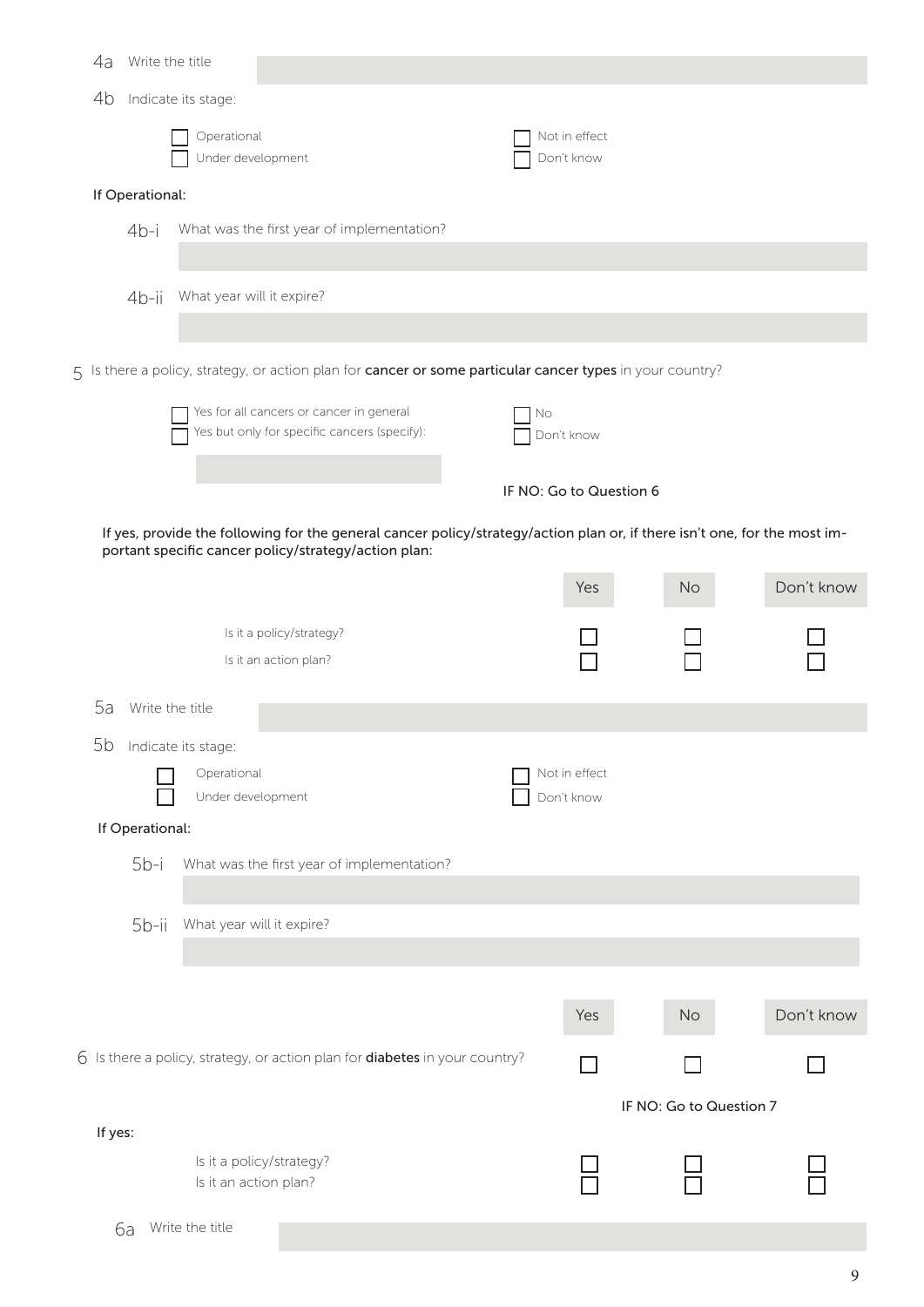4a Write the title

4b Indicate its stage:

- ☐ Operational
- ☐ Under development
- ☐ Not in effect
- ☐ Don't know

**If Operational:**

4b-i What was the first year of implementation?

4b-ii What year will it expire?

5 Is there a policy, strategy, or action plan for **cancer or some particular cancer types** in your country?

- ☐ Yes for all cancers or cancer in general
- ☐ Yes but only for specific cancers (specify):
- ☐ No
- ☐ Don't know

IF NO: Go to Question 6

**If yes, provide the following for the general cancer policy/strategy/action plan or, if there isn't one, for the most important specific cancer policy/strategy/action plan:**

| | Yes | No | Don't know |
|---|---|---|---|
| Is it a policy/strategy? | ☐ | ☐ | ☐ |
| Is it an action plan? | ☐ | ☐ | ☐ |

5a Write the title

5b Indicate its stage:

- ☐ Operational
- ☐ Under development
- ☐ Not in effect
- ☐ Don't know

**If Operational:**

5b-i What was the first year of implementation?

5b-ii What year will it expire?

| | Yes | No | Don't know |
|---|---|---|---|
| 6 Is there a policy, strategy, or action plan for **diabetes** in your country? | ☐ | ☐ | ☐ |

IF NO: Go to Question 7

**If yes:**

| | Yes | No | Don't know |
|---|---|---|---|
| Is it a policy/strategy? | ☐ | ☐ | ☐ |
| Is it an action plan? | ☐ | ☐ | ☐ |

6a Write the title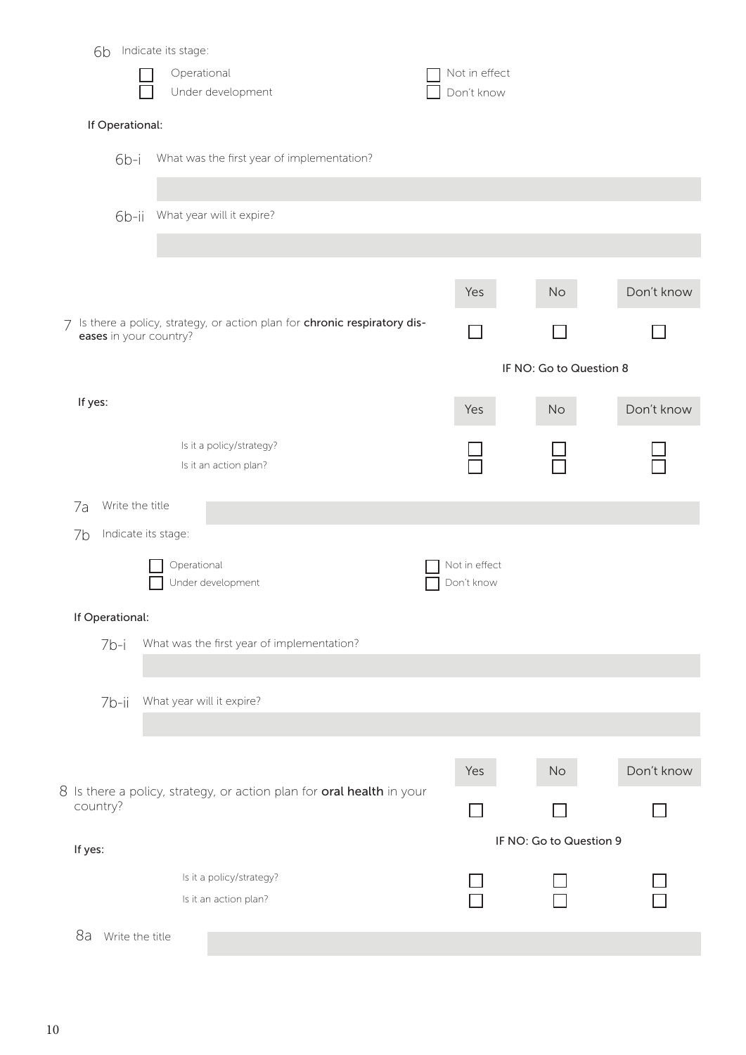6b Indicate its stage:

- ☐ Operational
- ☐ Under development
- ☐ Not in effect
- ☐ Don't know

**If Operational:**

6b-i What was the first year of implementation?

6b-ii What year will it expire?

| | Yes | No | Don't know |
|---|---|---|---|
| 7 Is there a policy, strategy, or action plan for **chronic respiratory diseases** in your country? | ☐ | ☐ | ☐ |

IF NO: Go to Question 8

**If yes:**

| | Yes | No | Don't know |
|---|---|---|---|
| Is it a policy/strategy? | ☐ | ☐ | ☐ |
| Is it an action plan? | ☐ | ☐ | ☐ |

7a Write the title

7b Indicate its stage:

- ☐ Operational
- ☐ Under development
- ☐ Not in effect
- ☐ Don't know

**If Operational:**

7b-i What was the first year of implementation?

7b-ii What year will it expire?

| | Yes | No | Don't know |
|---|---|---|---|
| 8 Is there a policy, strategy, or action plan for **oral health** in your country? | ☐ | ☐ | ☐ |

IF NO: Go to Question 9

**If yes:**

| | Yes | No | Don't know |
|---|---|---|---|
| Is it a policy/strategy? | ☐ | ☐ | ☐ |
| Is it an action plan? | ☐ | ☐ | ☐ |

8a Write the title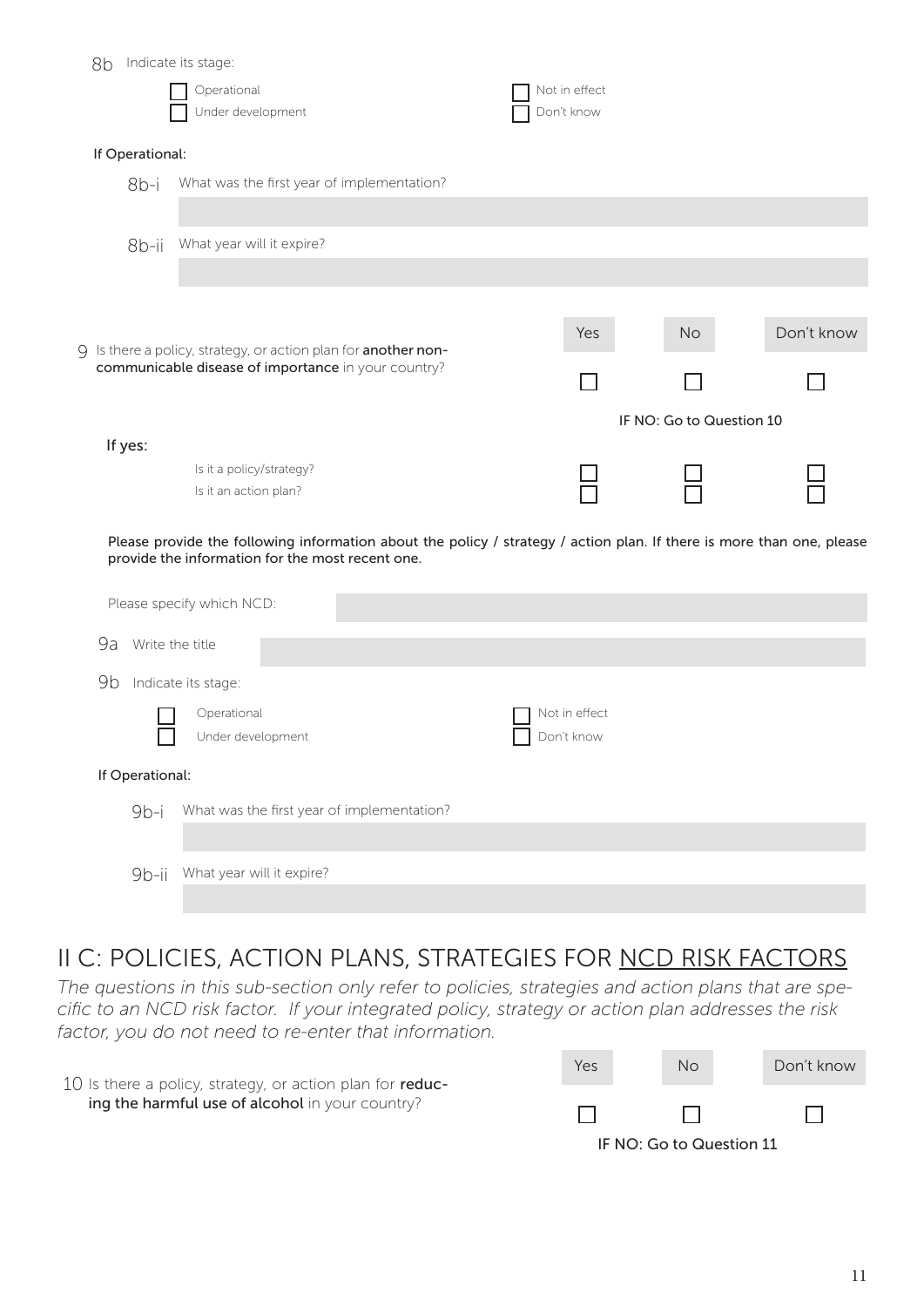8b Indicate its stage:

- [ ] Operational
- [ ] Under development
- [ ] Not in effect
- [ ] Don't know

**If Operational:**

8b-i What was the first year of implementation?

8b-ii What year will it expire?

| 9 Is there a policy, strategy, or action plan for **another non-communicable disease of importance** in your country? | Yes | No | Don't know |
|---|---|---|---|
| | ☐ | ☐ | ☐ |
| | | IF NO: Go to Question 10 | |
| **If yes:** | | | |
| Is it a policy/strategy? | ☐ | ☐ | ☐ |
| Is it an action plan? | ☐ | ☐ | ☐ |

**Please provide the following information about the policy / strategy / action plan. If there is more than one, please provide the information for the most recent one.**

Please specify which NCD:

9a Write the title

9b Indicate its stage:

- [ ] Operational
- [ ] Under development
- [ ] Not in effect
- [ ] Don't know

**If Operational:**

9b-i What was the first year of implementation?

9b-ii What year will it expire?

## II C: POLICIES, ACTION PLANS, STRATEGIES FOR NCD RISK FACTORS

*The questions in this sub-section only refer to policies, strategies and action plans that are specific to an NCD risk factor. If your integrated policy, strategy or action plan addresses the risk factor, you do not need to re-enter that information.*

| 10 Is there a policy, strategy, or action plan for **reducing the harmful use of alcohol** in your country? | Yes | No | Don't know |
|---|---|---|---|
| | ☐ | ☐ | ☐ |
| | | IF NO: Go to Question 11 | |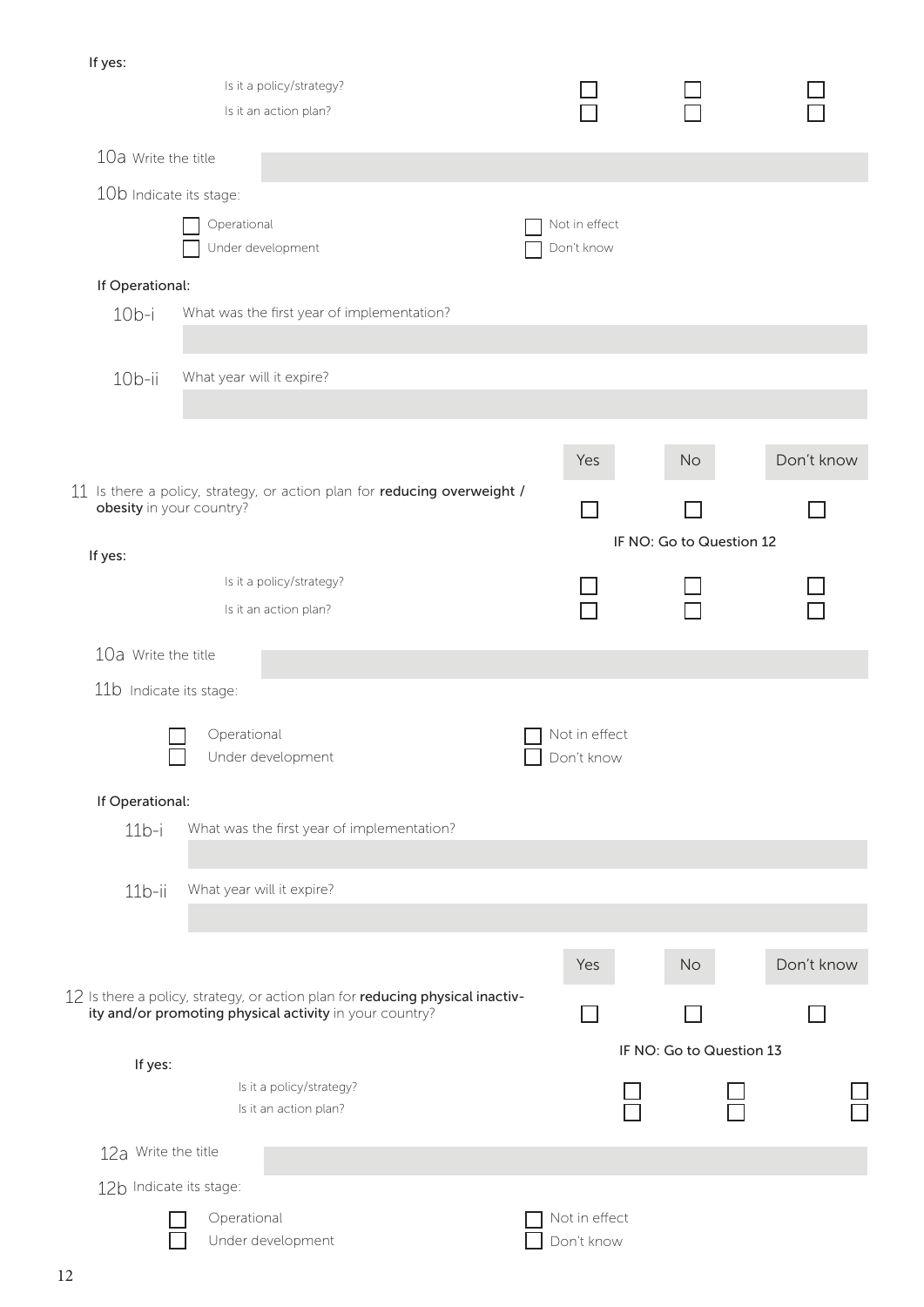If yes:

| | Yes | No | Don't know |
|---|---|---|---|
| Is it a policy/strategy? | ☐ | ☐ | ☐ |
| Is it an action plan? | ☐ | ☐ | ☐ |

10a Write the title

10b Indicate its stage:

☐ Operational ☐ Not in effect
☐ Under development ☐ Don't know

If Operational:

10b-i What was the first year of implementation?

10b-ii What year will it expire?

| | Yes | No | Don't know |
|---|---|---|---|
| 11 Is there a policy, strategy, or action plan for **reducing overweight / obesity** in your country? | ☐ | ☐ | ☐ |
| | | IF NO: Go to Question 12 | |
| If yes: | | | |
| Is it a policy/strategy? | ☐ | ☐ | ☐ |
| Is it an action plan? | ☐ | ☐ | ☐ |

10a Write the title

11b Indicate its stage:

☐ Operational ☐ Not in effect
☐ Under development ☐ Don't know

If Operational:

11b-i What was the first year of implementation?

11b-ii What year will it expire?

| | Yes | No | Don't know |
|---|---|---|---|
| 12 Is there a policy, strategy, or action plan for **reducing physical inactivity and/or promoting physical activity** in your country? | ☐ | ☐ | ☐ |
| | | IF NO: Go to Question 13 | |
| If yes: | | | |
| Is it a policy/strategy? | ☐ | ☐ | ☐ |
| Is it an action plan? | ☐ | ☐ | ☐ |

12a Write the title

12b Indicate its stage:

☐ Operational ☐ Not in effect
☐ Under development ☐ Don't know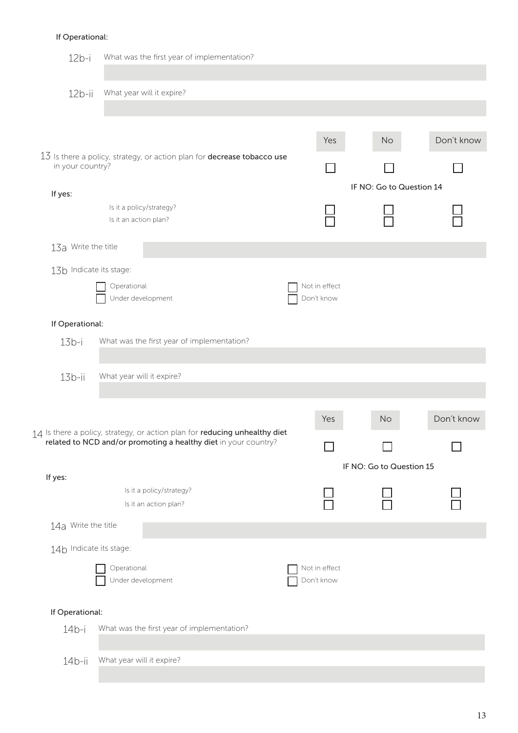If Operational:

12b-i What was the first year of implementation?

12b-ii What year will it expire?

| | Yes | No | Don't know |
|---|---|---|---|
| 13 Is there a policy, strategy, or action plan for **decrease tobacco use** in your country? | ☐ | ☐ | ☐ |
| | | IF NO: Go to Question 14 | |
| If yes: | | | |
| Is it a policy/strategy? | ☐ | ☐ | ☐ |
| Is it an action plan? | ☐ | ☐ | ☐ |

13a Write the title

13b Indicate its stage:

- ☐ Operational
- ☐ Under development
- ☐ Not in effect
- ☐ Don't know

If Operational:

13b-i What was the first year of implementation?

13b-ii What year will it expire?

| | Yes | No | Don't know |
|---|---|---|---|
| 14 Is there a policy, strategy, or action plan for **reducing unhealthy diet related to NCD and/or promoting a healthy diet** in your country? | ☐ | ☐ | ☐ |
| | | IF NO: Go to Question 15 | |
| If yes: | | | |
| Is it a policy/strategy? | ☐ | ☐ | ☐ |
| Is it an action plan? | ☐ | ☐ | ☐ |

14a Write the title

14b Indicate its stage:

- ☐ Operational
- ☐ Under development
- ☐ Not in effect
- ☐ Don't know

If Operational:

14b-i What was the first year of implementation?

14b-ii What year will it expire?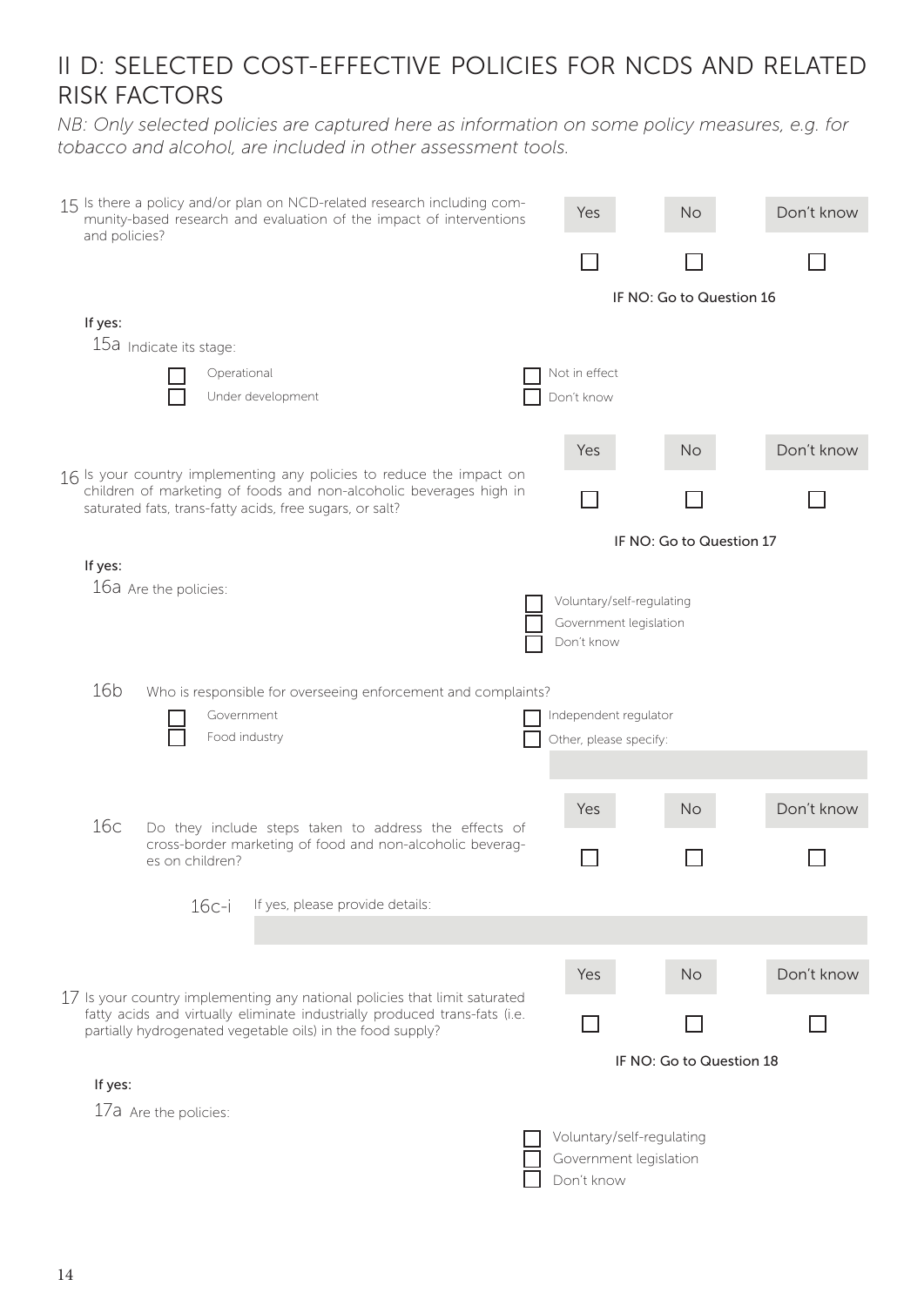# II D: SELECTED COST-EFFECTIVE POLICIES FOR NCDS AND RELATED RISK FACTORS

*NB: Only selected policies are captured here as information on some policy measures, e.g. for tobacco and alcohol, are included in other assessment tools.*

15 Is there a policy and/or plan on NCD-related research including community-based research and evaluation of the impact of interventions and policies?

| Yes | No | Don't know |
|---|---|---|
| ☐ | ☐ | ☐ |

IF NO: Go to Question 16

**If yes:**

15a Indicate its stage:

- ☐ Operational
- ☐ Under development
- ☐ Not in effect
- ☐ Don't know

16 Is your country implementing any policies to reduce the impact on children of marketing of foods and non-alcoholic beverages high in saturated fats, trans-fatty acids, free sugars, or salt?

| Yes | No | Don't know |
|---|---|---|
| ☐ | ☐ | ☐ |

IF NO: Go to Question 17

**If yes:**

16a Are the policies:

- ☐ Voluntary/self-regulating
- ☐ Government legislation
- ☐ Don't know

16b Who is responsible for overseeing enforcement and complaints?

- ☐ Government
- ☐ Food industry
- ☐ Independent regulator
- ☐ Other, please specify:

16c Do they include steps taken to address the effects of cross-border marketing of food and non-alcoholic beverages on children?

| Yes | No | Don't know |
|---|---|---|
| ☐ | ☐ | ☐ |

16c-i If yes, please provide details:

17 Is your country implementing any national policies that limit saturated fatty acids and virtually eliminate industrially produced trans-fats (i.e. partially hydrogenated vegetable oils) in the food supply?

| Yes | No | Don't know |
|---|---|---|
| ☐ | ☐ | ☐ |

IF NO: Go to Question 18

**If yes:**

17a Are the policies:

- ☐ Voluntary/self-regulating
- ☐ Government legislation
- ☐ Don't know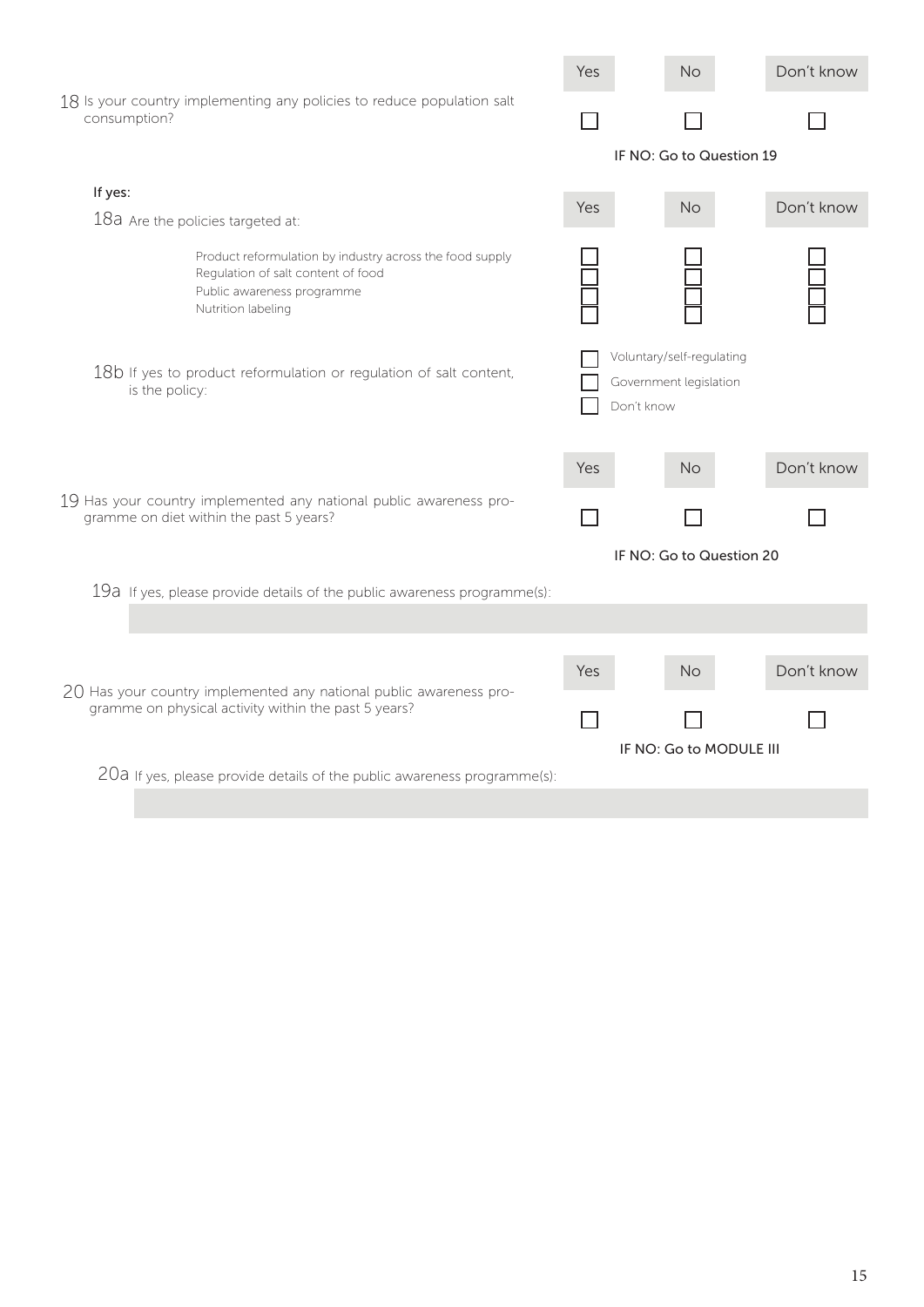| | Yes | No | Don't know |
|---|---|---|---|
| 18 Is your country implementing any policies to reduce population salt consumption? | ☐ | ☐ | ☐ |

IF NO: Go to Question 19

**If yes:**

| 18a Are the policies targeted at: | Yes | No | Don't know |
|---|---|---|---|
| Product reformulation by industry across the food supply | ☐ | ☐ | ☐ |
| Regulation of salt content of food | ☐ | ☐ | ☐ |
| Public awareness programme | ☐ | ☐ | ☐ |
| Nutrition labeling | ☐ | ☐ | ☐ |

18b If yes to product reformulation or regulation of salt content, is the policy:

- ☐ Voluntary/self-regulating
- ☐ Government legislation
- ☐ Don't know

| | Yes | No | Don't know |
|---|---|---|---|
| 19 Has your country implemented any national public awareness programme on diet within the past 5 years? | ☐ | ☐ | ☐ |

IF NO: Go to Question 20

19a If yes, please provide details of the public awareness programme(s):

| | Yes | No | Don't know |
|---|---|---|---|
| 20 Has your country implemented any national public awareness programme on physical activity within the past 5 years? | ☐ | ☐ | ☐ |

IF NO: Go to MODULE III

20a If yes, please provide details of the public awareness programme(s):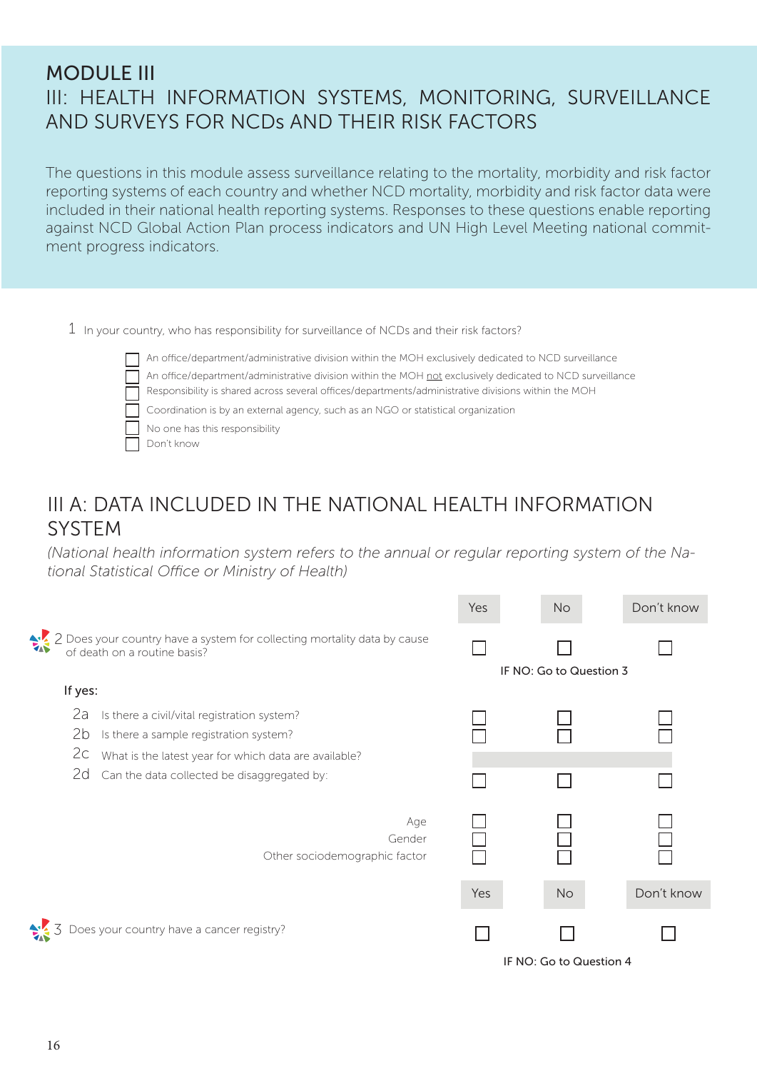# MODULE III

## III: HEALTH INFORMATION SYSTEMS, MONITORING, SURVEILLANCE AND SURVEYS FOR NCDs AND THEIR RISK FACTORS

The questions in this module assess surveillance relating to the mortality, morbidity and risk factor reporting systems of each country and whether NCD mortality, morbidity and risk factor data were included in their national health reporting systems. Responses to these questions enable reporting against NCD Global Action Plan process indicators and UN High Level Meeting national commitment progress indicators.

1 In your country, who has responsibility for surveillance of NCDs and their risk factors?

- ☐ An office/department/administrative division within the MOH exclusively dedicated to NCD surveillance
- ☐ An office/department/administrative division within the MOH not exclusively dedicated to NCD surveillance
- ☐ Responsibility is shared across several offices/departments/administrative divisions within the MOH
- ☐ Coordination is by an external agency, such as an NGO or statistical organization
- ☐ No one has this responsibility
- ☐ Don't know

## III A: DATA INCLUDED IN THE NATIONAL HEALTH INFORMATION SYSTEM

*(National health information system refers to the annual or regular reporting system of the National Statistical Office or Ministry of Health)*

| | Yes | No | Don't know |
|---|---|---|---|
| 2 Does your country have a system for collecting mortality data by cause of death on a routine basis? | ☐ | ☐ IF NO: Go to Question 3 | ☐ |
| **If yes:** | | | |
| 2a Is there a civil/vital registration system? | ☐ | ☐ | ☐ |
| 2b Is there a sample registration system? | ☐ | ☐ | ☐ |
| 2c What is the latest year for which data are available? | | | |
| 2d Can the data collected be disaggregated by: | ☐ | ☐ | ☐ |
| Age | ☐ | ☐ | ☐ |
| Gender | ☐ | ☐ | ☐ |
| Other sociodemographic factor | ☐ | ☐ | ☐ |

| | Yes | No | Don't know |
|---|---|---|---|
| 3 Does your country have a cancer registry? | ☐ | ☐ IF NO: Go to Question 4 | ☐ |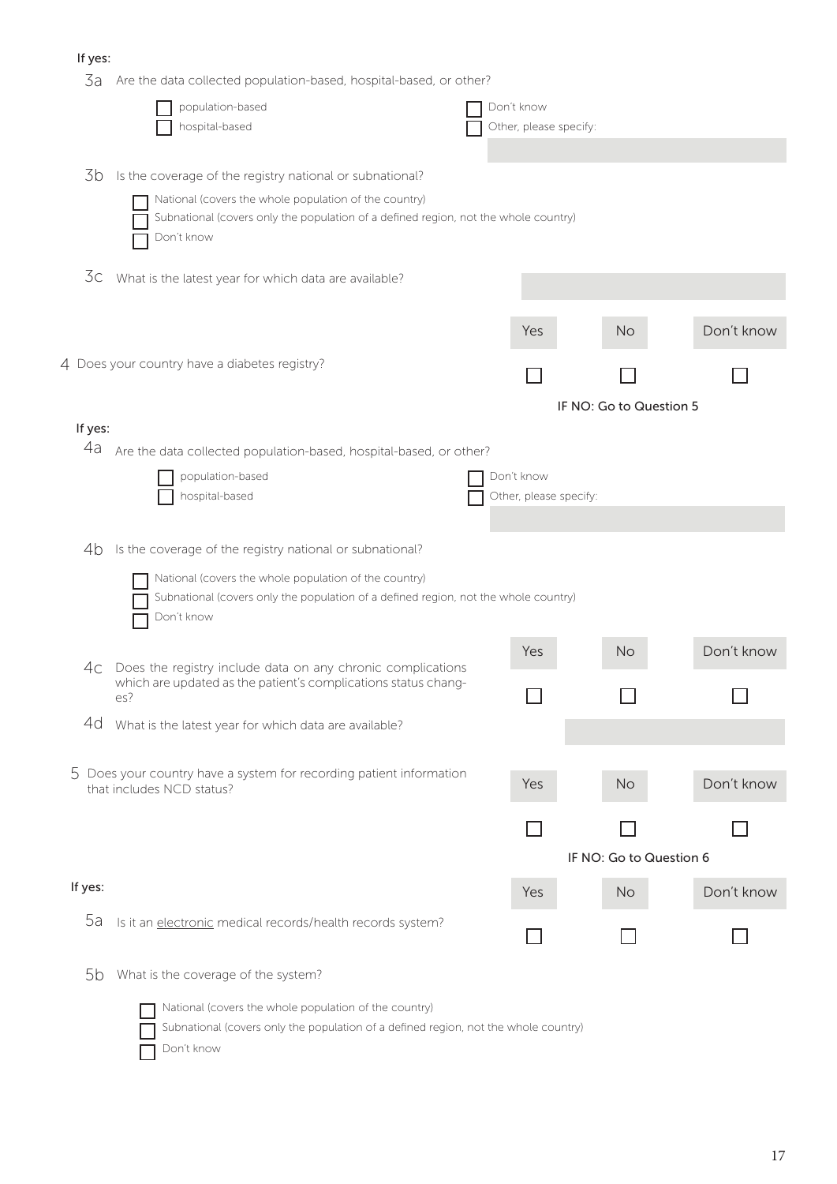If yes:

3a Are the data collected population-based, hospital-based, or other?

- ☐ population-based
- ☐ hospital-based
- ☐ Don't know
- ☐ Other, please specify:

3b Is the coverage of the registry national or subnational?

- ☐ National (covers the whole population of the country)
- ☐ Subnational (covers only the population of a defined region, not the whole country)
- ☐ Don't know

3c What is the latest year for which data are available?

| | Yes | No | Don't know |
|---|---|---|---|
| 4 Does your country have a diabetes registry? | ☐ | ☐ | ☐ |

IF NO: Go to Question 5

If yes:

4a Are the data collected population-based, hospital-based, or other?

- ☐ population-based
- ☐ hospital-based
- ☐ Don't know
- ☐ Other, please specify:

4b Is the coverage of the registry national or subnational?

- ☐ National (covers the whole population of the country)
- ☐ Subnational (covers only the population of a defined region, not the whole country)
- ☐ Don't know

| | Yes | No | Don't know |
|---|---|---|---|
| 4c Does the registry include data on any chronic complications which are updated as the patient's complications status changes? | ☐ | ☐ | ☐ |

4d What is the latest year for which data are available?

| | Yes | No | Don't know |
|---|---|---|---|
| 5 Does your country have a system for recording patient information that includes NCD status? | ☐ | ☐ | ☐ |

IF NO: Go to Question 6

If yes:

| | Yes | No | Don't know |
|---|---|---|---|
| 5a Is it an electronic medical records/health records system? | ☐ | ☐ | ☐ |

5b What is the coverage of the system?

- ☐ National (covers the whole population of the country)
- ☐ Subnational (covers only the population of a defined region, not the whole country)
- ☐ Don't know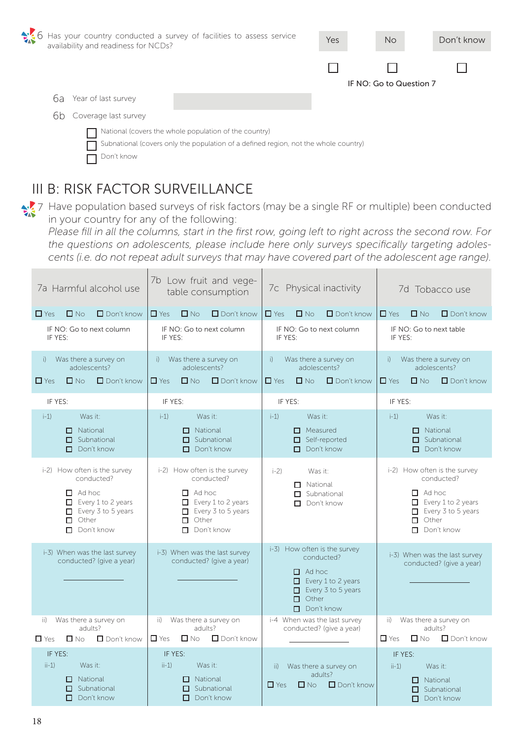6 Has your country conducted a survey of facilities to assess service availability and readiness for NCDs?

| Yes | No | Don't know |
|---|---|---|
| ☐ | ☐ | ☐ |
| | IF NO: Go to Question 7 | |

6a Year of last survey

6b Coverage last survey

- ☐ National (covers the whole population of the country)
- ☐ Subnational (covers only the population of a defined region, not the whole country)
- ☐ Don't know

## III B: RISK FACTOR SURVEILLANCE

7 Have population based surveys of risk factors (may be a single RF or multiple) been conducted in your country for any of the following:

*Please fill in all the columns, start in the first row, going left to right across the second row. For the questions on adolescents, please include here only surveys specifically targeting adolescents (i.e. do not repeat adult surveys that may have covered part of the adolescent age range).*

| 7a Harmful alcohol use | 7b Low fruit and vegetable consumption | 7c Physical inactivity | 7d Tobacco use |
|---|---|---|---|
| ☐ Yes ☐ No ☐ Don't know | ☐ Yes ☐ No ☐ Don't know | ☐ Yes ☐ No ☐ Don't know | ☐ Yes ☐ No ☐ Don't know |
| IF NO: Go to next column<br>IF YES: | IF NO: Go to next column<br>IF YES: | IF NO: Go to next column<br>IF YES: | IF NO: Go to next table<br>IF YES: |
| i) Was there a survey on adolescents?<br>☐ Yes ☐ No ☐ Don't know | i) Was there a survey on adolescents?<br>☐ Yes ☐ No ☐ Don't know | i) Was there a survey on adolescents?<br>☐ Yes ☐ No ☐ Don't know | i) Was there a survey on adolescents?<br>☐ Yes ☐ No ☐ Don't know |
| IF YES: | IF YES: | IF YES: | IF YES: |
| i-1) Was it:<br>☐ National<br>☐ Subnational<br>☐ Don't know | i-1) Was it:<br>☐ National<br>☐ Subnational<br>☐ Don't know | i-1) Was it:<br>☐ Measured<br>☐ Self-reported<br>☐ Don't know | i-1) Was it:<br>☐ National<br>☐ Subnational<br>☐ Don't know |
| i-2) How often is the survey conducted?<br>☐ Ad hoc<br>☐ Every 1 to 2 years<br>☐ Every 3 to 5 years<br>☐ Other<br>☐ Don't know | i-2) How often is the survey conducted?<br>☐ Ad hoc<br>☐ Every 1 to 2 years<br>☐ Every 3 to 5 years<br>☐ Other<br>☐ Don't know | i-2) Was it:<br>☐ National<br>☐ Subnational<br>☐ Don't know | i-2) How often is the survey conducted?<br>☐ Ad hoc<br>☐ Every 1 to 2 years<br>☐ Every 3 to 5 years<br>☐ Other<br>☐ Don't know |
| i-3) When was the last survey conducted? (give a year)<br>__________ | i-3) When was the last survey conducted? (give a year)<br>__________ | i-3) How often is the survey conducted?<br>☐ Ad hoc<br>☐ Every 1 to 2 years<br>☐ Every 3 to 5 years<br>☐ Other<br>☐ Don't know | i-3) When was the last survey conducted? (give a year)<br>__________ |
| ii) Was there a survey on adults?<br>☐ Yes ☐ No ☐ Don't know | ii) Was there a survey on adults?<br>☐ Yes ☐ No ☐ Don't know | i-4 When was the last survey conducted? (give a year)<br>__________ | ii) Was there a survey on adults?<br>☐ Yes ☐ No ☐ Don't know |
| IF YES:<br>ii-1) Was it:<br>☐ National<br>☐ Subnational<br>☐ Don't know | IF YES:<br>ii-1) Was it:<br>☐ National<br>☐ Subnational<br>☐ Don't know | ii) Was there a survey on adults?<br>☐ Yes ☐ No ☐ Don't know | IF YES:<br>ii-1) Was it:<br>☐ National<br>☐ Subnational<br>☐ Don't know |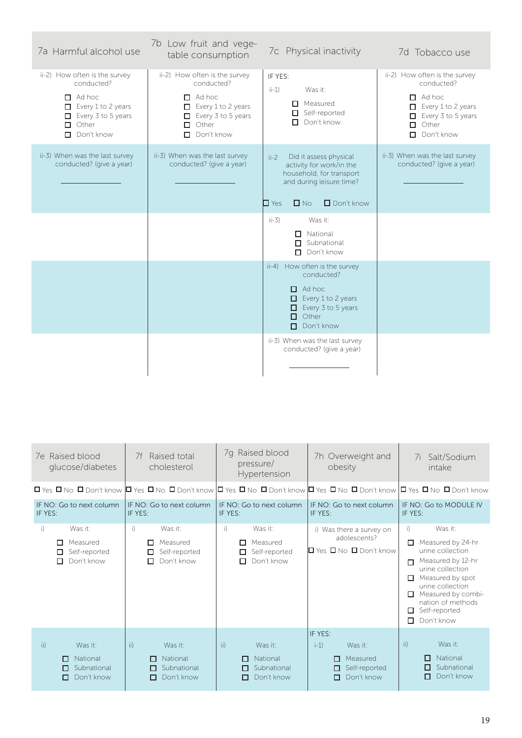| 7a Harmful alcohol use | 7b Low fruit and vegetable consumption | 7c Physical inactivity | 7d Tobacco use |
|---|---|---|---|
| ii-2) How often is the survey conducted?<br>☐ Ad hoc<br>☐ Every 1 to 2 years<br>☐ Every 3 to 5 years<br>☐ Other<br>☐ Don't know | ii-2) How often is the survey conducted?<br>☐ Ad hoc<br>☐ Every 1 to 2 years<br>☐ Every 3 to 5 years<br>☐ Other<br>☐ Don't know | IF YES:<br>ii-1) Was it:<br>☐ Measured<br>☐ Self-reported<br>☐ Don't know | ii-2) How often is the survey conducted?<br>☐ Ad hoc<br>☐ Every 1 to 2 years<br>☐ Every 3 to 5 years<br>☐ Other<br>☐ Don't know |
| ii-3) When was the last survey conducted? (give a year)<br>\_\_\_\_\_\_\_\_\_\_ | ii-3) When was the last survey conducted? (give a year)<br>\_\_\_\_\_\_\_\_\_\_ | ii-2 Did it assess physical activity for work/in the household, for transport and during leisure time?<br>☐ Yes ☐ No ☐ Don't know | ii-3) When was the last survey conducted? (give a year)<br>\_\_\_\_\_\_\_\_\_\_ |
| | | ii-3) Was it:<br>☐ National<br>☐ Subnational<br>☐ Don't know | |
| | | ii-4) How often is the survey conducted?<br>☐ Ad hoc<br>☐ Every 1 to 2 years<br>☐ Every 3 to 5 years<br>☐ Other<br>☐ Don't know | |
| | | ii-3) When was the last survey conducted? (give a year)<br>\_\_\_\_\_\_\_\_\_\_ | |

| 7e Raised blood glucose/diabetes | 7f Raised total cholesterol | 7g Raised blood pressure/ Hypertension | 7h Overweight and obesity | 7i Salt/Sodium intake |
|---|---|---|---|---|
| ☐ Yes ☐ No ☐ Don't know | ☐ Yes ☐ No ☐ Don't know | ☐ Yes ☐ No ☐ Don't know | ☐ Yes ☐ No ☐ Don't know | ☐ Yes ☐ No ☐ Don't know |
| IF NO: Go to next column<br>IF YES: | IF NO: Go to next column<br>IF YES: | IF NO: Go to next column<br>IF YES: | IF NO: Go to next column<br>IF YES: | IF NO: Go to MODULE IV<br>IF YES: |
| i) Was it:<br>☐ Measured<br>☐ Self-reported<br>☐ Don't know | i) Was it:<br>☐ Measured<br>☐ Self-reported<br>☐ Don't know | i) Was it:<br>☐ Measured<br>☐ Self-reported<br>☐ Don't know | i) Was there a survey on adolescents?<br>☐ Yes ☐ No ☐ Don't know | i) Was it:<br>☐ Measured by 24-hr urine collection<br>☐ Measured by 12-hr urine collection<br>☐ Measured by spot urine collection<br>☐ Measured by combination of methods<br>☐ Self-reported<br>☐ Don't know |
| ii) Was it:<br>☐ National<br>☐ Subnational<br>☐ Don't know | ii) Was it:<br>☐ National<br>☐ Subnational<br>☐ Don't know | ii) Was it:<br>☐ National<br>☐ Subnational<br>☐ Don't know | IF YES:<br>i-1) Was it:<br>☐ Measured<br>☐ Self-reported<br>☐ Don't know | ii) Was it:<br>☐ National<br>☐ Subnational<br>☐ Don't know |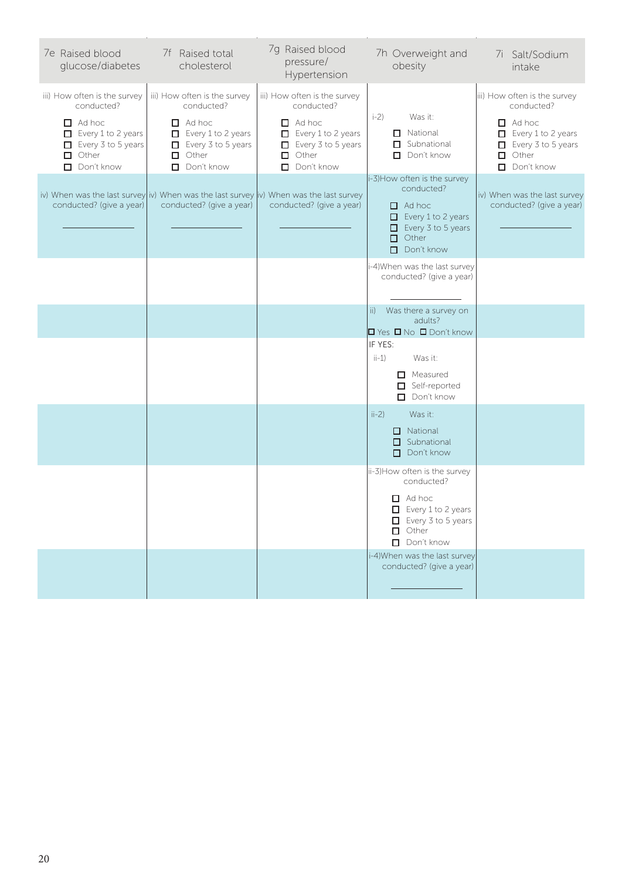| 7e Raised blood glucose/diabetes | 7f Raised total cholesterol | 7g Raised blood pressure/ Hypertension | 7h Overweight and obesity | 7i Salt/Sodium intake |
|---|---|---|---|---|
| iii) How often is the survey conducted?<br>☐ Ad hoc<br>☐ Every 1 to 2 years<br>☐ Every 3 to 5 years<br>☐ Other<br>☐ Don't know | iii) How often is the survey conducted?<br>☐ Ad hoc<br>☐ Every 1 to 2 years<br>☐ Every 3 to 5 years<br>☐ Other<br>☐ Don't know | iii) How often is the survey conducted?<br>☐ Ad hoc<br>☐ Every 1 to 2 years<br>☐ Every 3 to 5 years<br>☐ Other<br>☐ Don't know | i-2) Was it:<br>☐ National<br>☐ Subnational<br>☐ Don't know | iii) How often is the survey conducted?<br>☐ Ad hoc<br>☐ Every 1 to 2 years<br>☐ Every 3 to 5 years<br>☐ Other<br>☐ Don't know |
| iv) When was the last survey conducted? (give a year)<br>___________ | iv) When was the last survey conducted? (give a year)<br>___________ | iv) When was the last survey conducted? (give a year)<br>___________ | i-3) How often is the survey conducted?<br>☐ Ad hoc<br>☐ Every 1 to 2 years<br>☐ Every 3 to 5 years<br>☐ Other<br>☐ Don't know | iv) When was the last survey conducted? (give a year)<br>___________ |
| | | | i-4) When was the last survey conducted? (give a year)<br>___________ | |
| | | | ii) Was there a survey on adults?<br>☐ Yes ☐ No ☐ Don't know | |
| | | | IF YES:<br>ii-1) Was it:<br>☐ Measured<br>☐ Self-reported<br>☐ Don't know | |
| | | | ii-2) Was it:<br>☐ National<br>☐ Subnational<br>☐ Don't know | |
| | | | ii-3) How often is the survey conducted?<br>☐ Ad hoc<br>☐ Every 1 to 2 years<br>☐ Every 3 to 5 years<br>☐ Other<br>☐ Don't know | |
| | | | i-4) When was the last survey conducted? (give a year)<br>___________ | |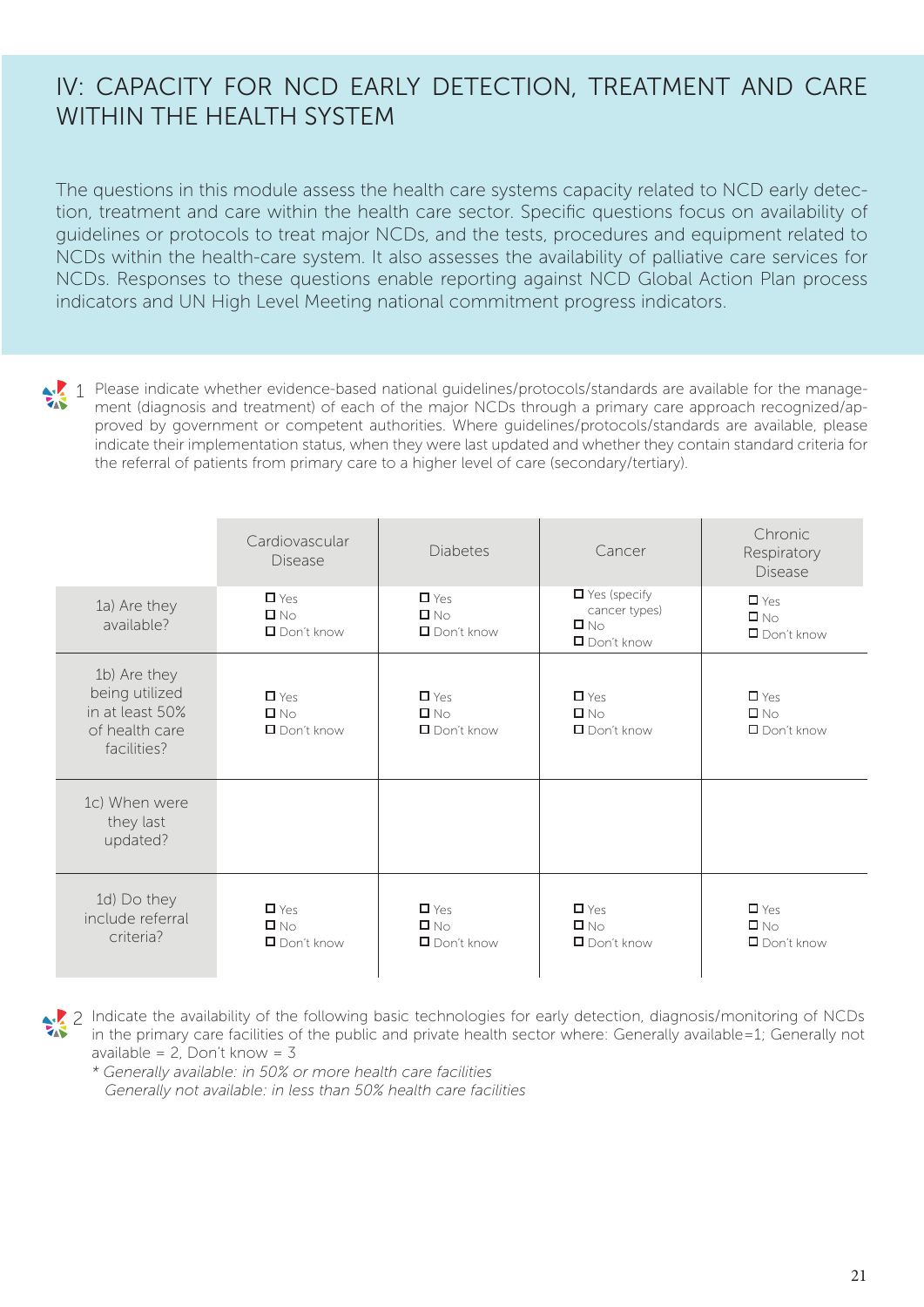# IV: CAPACITY FOR NCD EARLY DETECTION, TREATMENT AND CARE WITHIN THE HEALTH SYSTEM

The questions in this module assess the health care systems capacity related to NCD early detection, treatment and care within the health care sector. Specific questions focus on availability of guidelines or protocols to treat major NCDs, and the tests, procedures and equipment related to NCDs within the health-care system. It also assesses the availability of palliative care services for NCDs. Responses to these questions enable reporting against NCD Global Action Plan process indicators and UN High Level Meeting national commitment progress indicators.

1 Please indicate whether evidence-based national guidelines/protocols/standards are available for the management (diagnosis and treatment) of each of the major NCDs through a primary care approach recognized/approved by government or competent authorities. Where guidelines/protocols/standards are available, please indicate their implementation status, when they were last updated and whether they contain standard criteria for the referral of patients from primary care to a higher level of care (secondary/tertiary).

| | Cardiovascular Disease | Diabetes | Cancer | Chronic Respiratory Disease |
|---|---|---|---|---|
| 1a) Are they available? | ☐ Yes<br>☐ No<br>☐ Don't know | ☐ Yes<br>☐ No<br>☐ Don't know | ☐ Yes (specify cancer types)<br>☐ No<br>☐ Don't know | ☐ Yes<br>☐ No<br>☐ Don't know |
| 1b) Are they being utilized in at least 50% of health care facilities? | ☐ Yes<br>☐ No<br>☐ Don't know | ☐ Yes<br>☐ No<br>☐ Don't know | ☐ Yes<br>☐ No<br>☐ Don't know | ☐ Yes<br>☐ No<br>☐ Don't know |
| 1c) When were they last updated? | | | | |
| 1d) Do they include referral criteria? | ☐ Yes<br>☐ No<br>☐ Don't know | ☐ Yes<br>☐ No<br>☐ Don't know | ☐ Yes<br>☐ No<br>☐ Don't know | ☐ Yes<br>☐ No<br>☐ Don't know |

2 Indicate the availability of the following basic technologies for early detection, diagnosis/monitoring of NCDs in the primary care facilities of the public and private health sector where: Generally available=1; Generally not available = 2, Don't know = 3

*\* Generally available: in 50% or more health care facilities*
*Generally not available: in less than 50% health care facilities*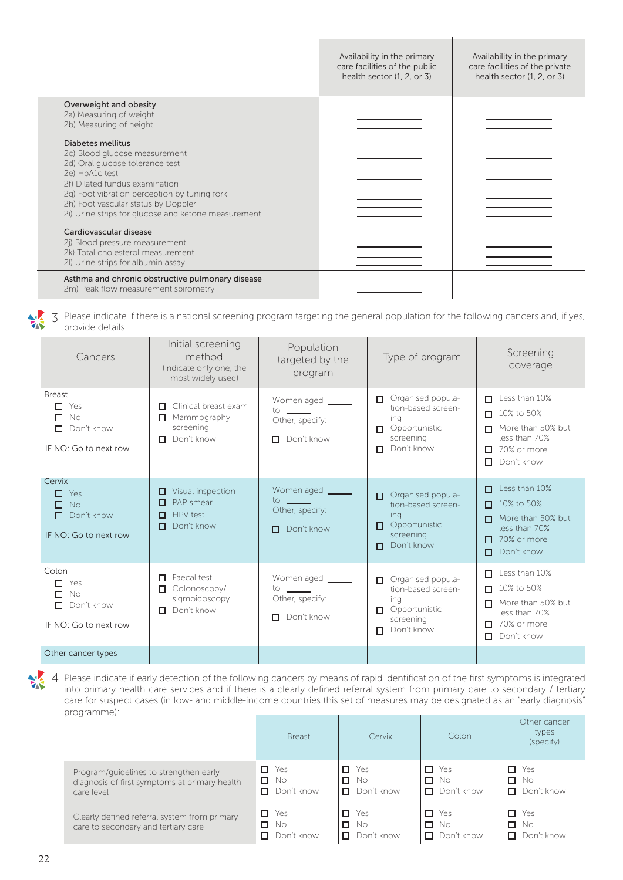| | Availability in the primary care facilities of the public health sector (1, 2, or 3) | Availability in the primary care facilities of the private health sector (1, 2, or 3) |
|---|---|---|
| **Overweight and obesity** | | |
| 2a) Measuring of weight | ______ | ______ |
| 2b) Measuring of height | ______ | ______ |
| **Diabetes mellitus** | | |
| 2c) Blood glucose measurement | ______ | ______ |
| 2d) Oral glucose tolerance test | ______ | ______ |
| 2e) HbA1c test | ______ | ______ |
| 2f) Dilated fundus examination | ______ | ______ |
| 2g) Foot vibration perception by tuning fork | ______ | ______ |
| 2h) Foot vascular status by Doppler | ______ | ______ |
| 2i) Urine strips for glucose and ketone measurement | ______ | ______ |
| **Cardiovascular disease** | | |
| 2j) Blood pressure measurement | ______ | ______ |
| 2k) Total cholesterol measurement | ______ | ______ |
| 2l) Urine strips for albumin assay | ______ | ______ |
| **Asthma and chronic obstructive pulmonary disease** | | |
| 2m) Peak flow measurement spirometry | ______ | ______ |

3 Please indicate if there is a national screening program targeting the general population for the following cancers and, if yes, provide details.

| Cancers | Initial screening method (indicate only one, the most widely used) | Population targeted by the program | Type of program | Screening coverage |
|---|---|---|---|---|
| Breast<br>☐ Yes<br>☐ No<br>☐ Don't know<br><br>IF NO: Go to next row | ☐ Clinical breast exam<br>☐ Mammography screening<br>☐ Don't know | Women aged ____ to ____<br>Other, specify:<br><br>☐ Don't know | ☐ Organised population-based screening<br>☐ Opportunistic screening<br>☐ Don't know | ☐ Less than 10%<br>☐ 10% to 50%<br>☐ More than 50% but less than 70%<br>☐ 70% or more<br>☐ Don't know |
| Cervix<br>☐ Yes<br>☐ No<br>☐ Don't know<br><br>IF NO: Go to next row | ☐ Visual inspection<br>☐ PAP smear<br>☐ HPV test<br>☐ Don't know | Women aged ____ to ____<br>Other, specify:<br><br>☐ Don't know | ☐ Organised population-based screening<br>☐ Opportunistic screening<br>☐ Don't know | ☐ Less than 10%<br>☐ 10% to 50%<br>☐ More than 50% but less than 70%<br>☐ 70% or more<br>☐ Don't know |
| Colon<br>☐ Yes<br>☐ No<br>☐ Don't know<br><br>IF NO: Go to next row | ☐ Faecal test<br>☐ Colonoscopy/ sigmoidoscopy<br>☐ Don't know | Women aged ____ to ____<br>Other, specify:<br><br>☐ Don't know | ☐ Organised population-based screening<br>☐ Opportunistic screening<br>☐ Don't know | ☐ Less than 10%<br>☐ 10% to 50%<br>☐ More than 50% but less than 70%<br>☐ 70% or more<br>☐ Don't know |
| Other cancer types | | | | |

4 Please indicate if early detection of the following cancers by means of rapid identification of the first symptoms is integrated into primary health care services and if there is a clearly defined referral system from primary care to secondary / tertiary care for suspect cases (in low- and middle-income countries this set of measures may be designated as an "early diagnosis" programme):

| | Breast | Cervix | Colon | Other cancer types (specify) ______ |
|---|---|---|---|---|
| Program/guidelines to strengthen early diagnosis of first symptoms at primary health care level | ☐ Yes<br>☐ No<br>☐ Don't know | ☐ Yes<br>☐ No<br>☐ Don't know | ☐ Yes<br>☐ No<br>☐ Don't know | ☐ Yes<br>☐ No<br>☐ Don't know |
| Clearly defined referral system from primary care to secondary and tertiary care | ☐ Yes<br>☐ No<br>☐ Don't know | ☐ Yes<br>☐ No<br>☐ Don't know | ☐ Yes<br>☐ No<br>☐ Don't know | ☐ Yes<br>☐ No<br>☐ Don't know |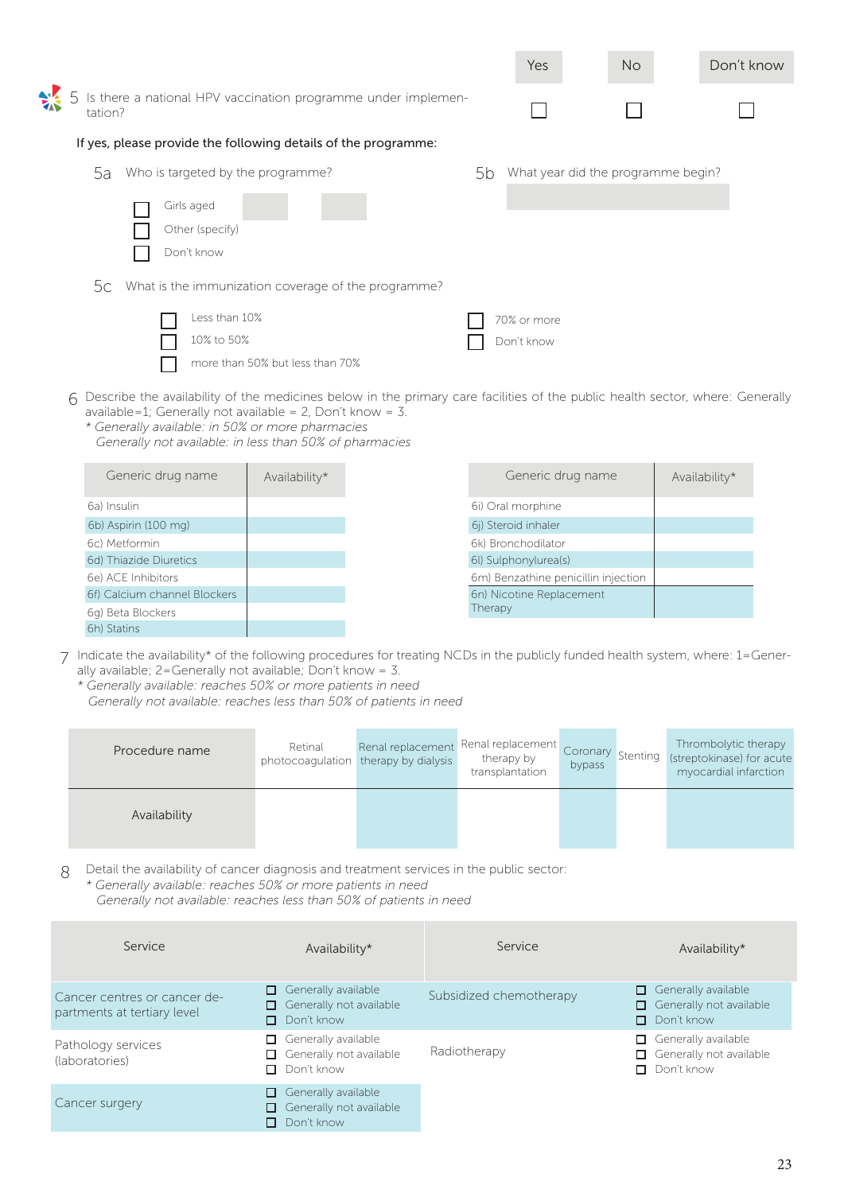| | Yes | No | Don't know |
|---|---|---|---|
| 5 Is there a national HPV vaccination programme under implementation? | ☐ | ☐ | ☐ |

If yes, please provide the following details of the programme:

5a Who is targeted by the programme?

- ☐ Girls aged
- ☐ Other (specify)
- ☐ Don't know

5b What year did the programme begin?

5c What is the immunization coverage of the programme?

- ☐ Less than 10%
- ☐ 10% to 50%
- ☐ more than 50% but less than 70%
- ☐ 70% or more
- ☐ Don't know

6 Describe the availability of the medicines below in the primary care facilities of the public health sector, where: Generally available=1; Generally not available = 2, Don't know = 3.
*\* Generally available: in 50% or more pharmacies*
*Generally not available: in less than 50% of pharmacies*

| Generic drug name | Availability* |
|---|---|
| 6a) Insulin | |
| 6b) Aspirin (100 mg) | |
| 6c) Metformin | |
| 6d) Thiazide Diuretics | |
| 6e) ACE Inhibitors | |
| 6f) Calcium channel Blockers | |
| 6g) Beta Blockers | |
| 6h) Statins | |

| Generic drug name | Availability* |
|---|---|
| 6i) Oral morphine | |
| 6j) Steroid inhaler | |
| 6k) Bronchodilator | |
| 6l) Sulphonylurea(s) | |
| 6m) Benzathine penicillin injection | |
| 6n) Nicotine Replacement Therapy | |

7 Indicate the availability* of the following procedures for treating NCDs in the publicly funded health system, where: 1=Generally available; 2=Generally not available; Don't know = 3.
*\* Generally available: reaches 50% or more patients in need*
*Generally not available: reaches less than 50% of patients in need*

| Procedure name | Retinal photocoagulation | Renal replacement therapy by dialysis | Renal replacement therapy by transplantation | Coronary bypass | Stenting | Thrombolytic therapy (streptokinase) for acute myocardial infarction |
|---|---|---|---|---|---|---|
| Availability | | | | | | |

8 Detail the availability of cancer diagnosis and treatment services in the public sector:
*\* Generally available: reaches 50% or more patients in need*
*Generally not available: reaches less than 50% of patients in need*

| Service | Availability* | Service | Availability* |
|---|---|---|---|
| Cancer centres or cancer departments at tertiary level | ☐ Generally available<br>☐ Generally not available<br>☐ Don't know | Subsidized chemotherapy | ☐ Generally available<br>☐ Generally not available<br>☐ Don't know |
| Pathology services (laboratories) | ☐ Generally available<br>☐ Generally not available<br>☐ Don't know | Radiotherapy | ☐ Generally available<br>☐ Generally not available<br>☐ Don't know |
| Cancer surgery | ☐ Generally available<br>☐ Generally not available<br>☐ Don't know | | |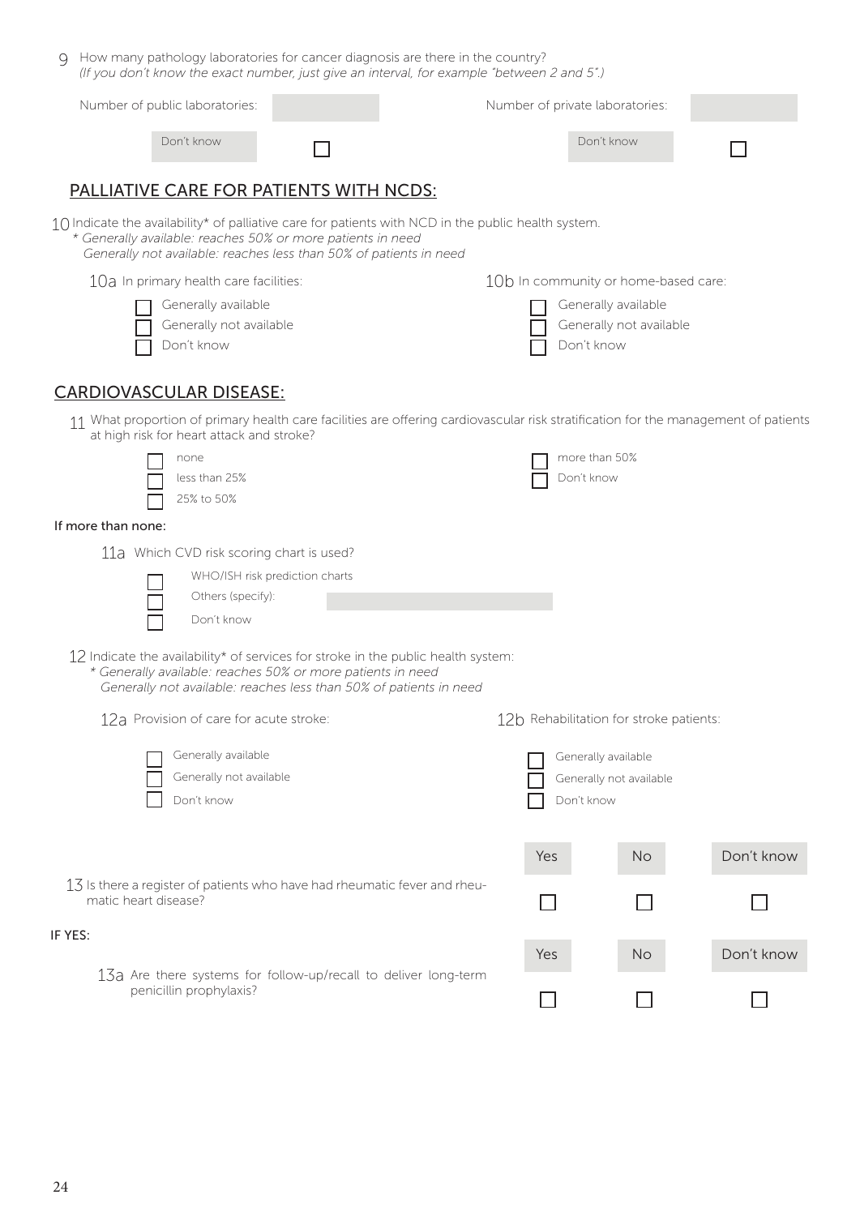9 How many pathology laboratories for cancer diagnosis are there in the country?
*(If you don't know the exact number, just give an interval, for example "between 2 and 5".)*

Number of public laboratories: ______ Don't know ☐

Number of private laboratories: ______ Don't know ☐

## PALLIATIVE CARE FOR PATIENTS WITH NCDS:

10 Indicate the availability* of palliative care for patients with NCD in the public health system.
*\* Generally available: reaches 50% or more patients in need*
*Generally not available: reaches less than 50% of patients in need*

10a In primary health care facilities:

- ☐ Generally available
- ☐ Generally not available
- ☐ Don't know

10b In community or home-based care:

- ☐ Generally available
- ☐ Generally not available
- ☐ Don't know

## CARDIOVASCULAR DISEASE:

11 What proportion of primary health care facilities are offering cardiovascular risk stratification for the management of patients at high risk for heart attack and stroke?

- ☐ none
- ☐ less than 25%
- ☐ 25% to 50%
- ☐ more than 50%
- ☐ Don't know

If more than none:

11a Which CVD risk scoring chart is used?

- ☐ WHO/ISH risk prediction charts
- ☐ Others (specify): ______
- ☐ Don't know

12 Indicate the availability* of services for stroke in the public health system:
*\* Generally available: reaches 50% or more patients in need*
*Generally not available: reaches less than 50% of patients in need*

12a Provision of care for acute stroke:

- ☐ Generally available
- ☐ Generally not available
- ☐ Don't know

12b Rehabilitation for stroke patients:

- ☐ Generally available
- ☐ Generally not available
- ☐ Don't know

| | Yes | No | Don't know |
|---|---|---|---|
| 13 Is there a register of patients who have had rheumatic fever and rheumatic heart disease? | ☐ | ☐ | ☐ |

IF YES:

| | Yes | No | Don't know |
|---|---|---|---|
| 13a Are there systems for follow-up/recall to deliver long-term penicillin prophylaxis? | ☐ | ☐ | ☐ |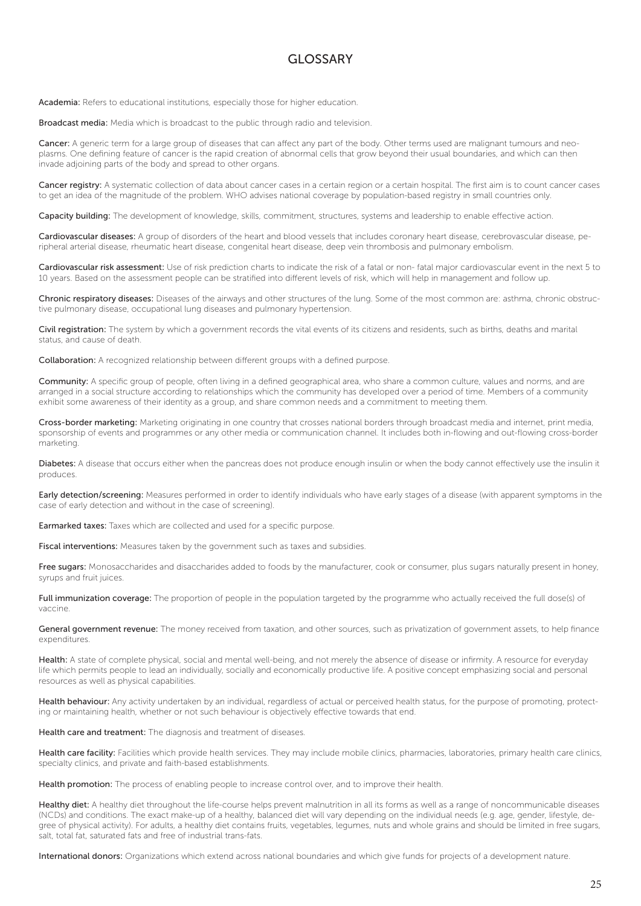# GLOSSARY

**Academia:** Refers to educational institutions, especially those for higher education.

**Broadcast media:** Media which is broadcast to the public through radio and television.

**Cancer:** A generic term for a large group of diseases that can affect any part of the body. Other terms used are malignant tumours and neoplasms. One defining feature of cancer is the rapid creation of abnormal cells that grow beyond their usual boundaries, and which can then invade adjoining parts of the body and spread to other organs.

**Cancer registry:** A systematic collection of data about cancer cases in a certain region or a certain hospital. The first aim is to count cancer cases to get an idea of the magnitude of the problem. WHO advises national coverage by population-based registry in small countries only.

**Capacity building:** The development of knowledge, skills, commitment, structures, systems and leadership to enable effective action.

**Cardiovascular diseases:** A group of disorders of the heart and blood vessels that includes coronary heart disease, cerebrovascular disease, peripheral arterial disease, rheumatic heart disease, congenital heart disease, deep vein thrombosis and pulmonary embolism.

**Cardiovascular risk assessment:** Use of risk prediction charts to indicate the risk of a fatal or non- fatal major cardiovascular event in the next 5 to 10 years. Based on the assessment people can be stratified into different levels of risk, which will help in management and follow up.

**Chronic respiratory diseases:** Diseases of the airways and other structures of the lung. Some of the most common are: asthma, chronic obstructive pulmonary disease, occupational lung diseases and pulmonary hypertension.

**Civil registration:** The system by which a government records the vital events of its citizens and residents, such as births, deaths and marital status, and cause of death.

**Collaboration:** A recognized relationship between different groups with a defined purpose.

**Community:** A specific group of people, often living in a defined geographical area, who share a common culture, values and norms, and are arranged in a social structure according to relationships which the community has developed over a period of time. Members of a community exhibit some awareness of their identity as a group, and share common needs and a commitment to meeting them.

**Cross-border marketing:** Marketing originating in one country that crosses national borders through broadcast media and internet, print media, sponsorship of events and programmes or any other media or communication channel. It includes both in-flowing and out-flowing cross-border marketing.

**Diabetes:** A disease that occurs either when the pancreas does not produce enough insulin or when the body cannot effectively use the insulin it produces.

**Early detection/screening:** Measures performed in order to identify individuals who have early stages of a disease (with apparent symptoms in the case of early detection and without in the case of screening).

**Earmarked taxes:** Taxes which are collected and used for a specific purpose.

**Fiscal interventions:** Measures taken by the government such as taxes and subsidies.

**Free sugars:** Monosaccharides and disaccharides added to foods by the manufacturer, cook or consumer, plus sugars naturally present in honey, syrups and fruit juices.

**Full immunization coverage:** The proportion of people in the population targeted by the programme who actually received the full dose(s) of vaccine.

**General government revenue:** The money received from taxation, and other sources, such as privatization of government assets, to help finance expenditures.

**Health:** A state of complete physical, social and mental well-being, and not merely the absence of disease or infirmity. A resource for everyday life which permits people to lead an individually, socially and economically productive life. A positive concept emphasizing social and personal resources as well as physical capabilities.

**Health behaviour:** Any activity undertaken by an individual, regardless of actual or perceived health status, for the purpose of promoting, protecting or maintaining health, whether or not such behaviour is objectively effective towards that end.

**Health care and treatment:** The diagnosis and treatment of diseases.

**Health care facility:** Facilities which provide health services. They may include mobile clinics, pharmacies, laboratories, primary health care clinics, specialty clinics, and private and faith-based establishments.

**Health promotion:** The process of enabling people to increase control over, and to improve their health.

**Healthy diet:** A healthy diet throughout the life-course helps prevent malnutrition in all its forms as well as a range of noncommunicable diseases (NCDs) and conditions. The exact make-up of a healthy, balanced diet will vary depending on the individual needs (e.g. age, gender, lifestyle, degree of physical activity). For adults, a healthy diet contains fruits, vegetables, legumes, nuts and whole grains and should be limited in free sugars, salt, total fat, saturated fats and free of industrial trans-fats.

**International donors:** Organizations which extend across national boundaries and which give funds for projects of a development nature.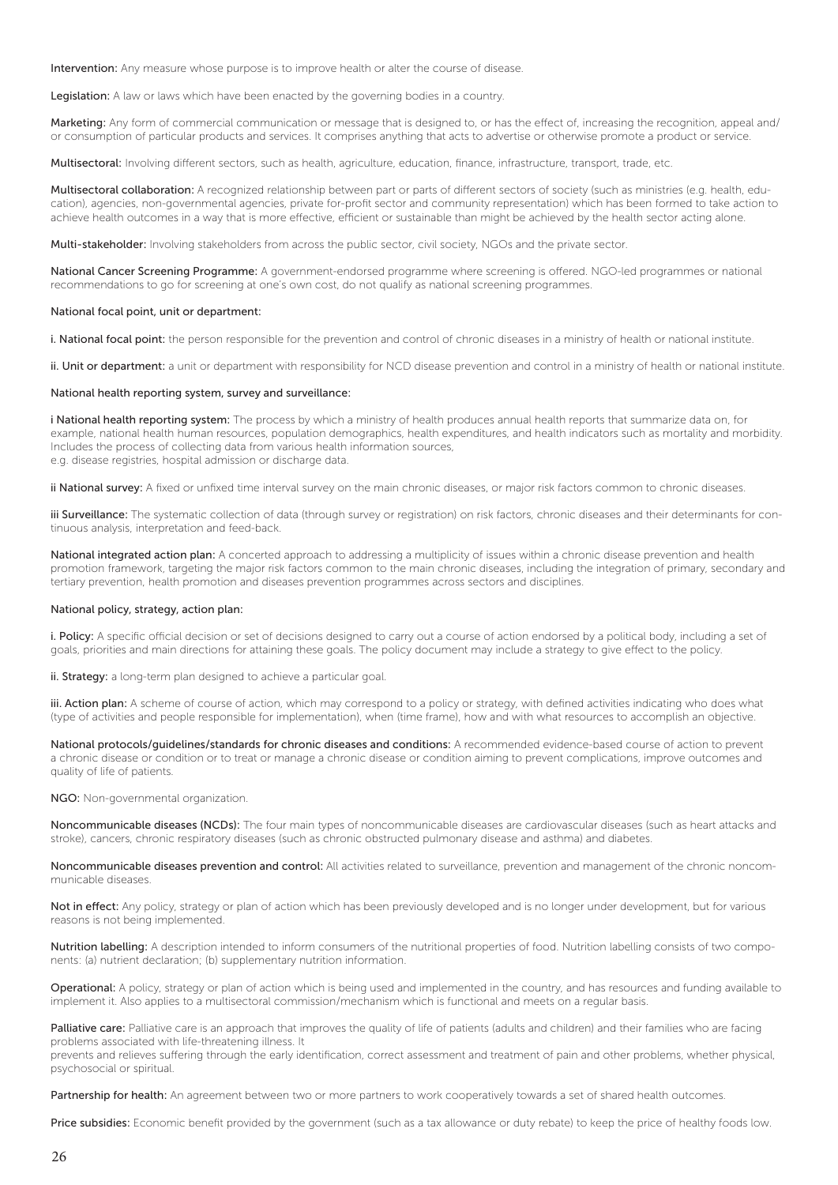**Intervention:** Any measure whose purpose is to improve health or alter the course of disease.

**Legislation:** A law or laws which have been enacted by the governing bodies in a country.

**Marketing:** Any form of commercial communication or message that is designed to, or has the effect of, increasing the recognition, appeal and/or consumption of particular products and services. It comprises anything that acts to advertise or otherwise promote a product or service.

**Multisectoral:** Involving different sectors, such as health, agriculture, education, finance, infrastructure, transport, trade, etc.

**Multisectoral collaboration:** A recognized relationship between part or parts of different sectors of society (such as ministries (e.g. health, education), agencies, non-governmental agencies, private for-profit sector and community representation) which has been formed to take action to achieve health outcomes in a way that is more effective, efficient or sustainable than might be achieved by the health sector acting alone.

**Multi-stakeholder:** Involving stakeholders from across the public sector, civil society, NGOs and the private sector.

**National Cancer Screening Programme:** A government-endorsed programme where screening is offered. NGO-led programmes or national recommendations to go for screening at one's own cost, do not qualify as national screening programmes.

**National focal point, unit or department:**

**i. National focal point:** the person responsible for the prevention and control of chronic diseases in a ministry of health or national institute.

**ii. Unit or department:** a unit or department with responsibility for NCD disease prevention and control in a ministry of health or national institute.

**National health reporting system, survey and surveillance:**

**i National health reporting system:** The process by which a ministry of health produces annual health reports that summarize data on, for example, national health human resources, population demographics, health expenditures, and health indicators such as mortality and morbidity. Includes the process of collecting data from various health information sources, e.g. disease registries, hospital admission or discharge data.

**ii National survey:** A fixed or unfixed time interval survey on the main chronic diseases, or major risk factors common to chronic diseases.

**iii Surveillance:** The systematic collection of data (through survey or registration) on risk factors, chronic diseases and their determinants for continuous analysis, interpretation and feed-back.

**National integrated action plan:** A concerted approach to addressing a multiplicity of issues within a chronic disease prevention and health promotion framework, targeting the major risk factors common to the main chronic diseases, including the integration of primary, secondary and tertiary prevention, health promotion and diseases prevention programmes across sectors and disciplines.

**National policy, strategy, action plan:**

**i. Policy:** A specific official decision or set of decisions designed to carry out a course of action endorsed by a political body, including a set of goals, priorities and main directions for attaining these goals. The policy document may include a strategy to give effect to the policy.

**ii. Strategy:** a long-term plan designed to achieve a particular goal.

**iii. Action plan:** A scheme of course of action, which may correspond to a policy or strategy, with defined activities indicating who does what (type of activities and people responsible for implementation), when (time frame), how and with what resources to accomplish an objective.

**National protocols/guidelines/standards for chronic diseases and conditions:** A recommended evidence-based course of action to prevent a chronic disease or condition or to treat or manage a chronic disease or condition aiming to prevent complications, improve outcomes and quality of life of patients.

**NGO:** Non-governmental organization.

**Noncommunicable diseases (NCDs):** The four main types of noncommunicable diseases are cardiovascular diseases (such as heart attacks and stroke), cancers, chronic respiratory diseases (such as chronic obstructed pulmonary disease and asthma) and diabetes.

**Noncommunicable diseases prevention and control:** All activities related to surveillance, prevention and management of the chronic noncommunicable diseases.

**Not in effect:** Any policy, strategy or plan of action which has been previously developed and is no longer under development, but for various reasons is not being implemented.

**Nutrition labelling:** A description intended to inform consumers of the nutritional properties of food. Nutrition labelling consists of two components: (a) nutrient declaration; (b) supplementary nutrition information.

**Operational:** A policy, strategy or plan of action which is being used and implemented in the country, and has resources and funding available to implement it. Also applies to a multisectoral commission/mechanism which is functional and meets on a regular basis.

**Palliative care:** Palliative care is an approach that improves the quality of life of patients (adults and children) and their families who are facing problems associated with life-threatening illness. It prevents and relieves suffering through the early identification, correct assessment and treatment of pain and other problems, whether physical, psychosocial or spiritual.

**Partnership for health:** An agreement between two or more partners to work cooperatively towards a set of shared health outcomes.

**Price subsidies:** Economic benefit provided by the government (such as a tax allowance or duty rebate) to keep the price of healthy foods low.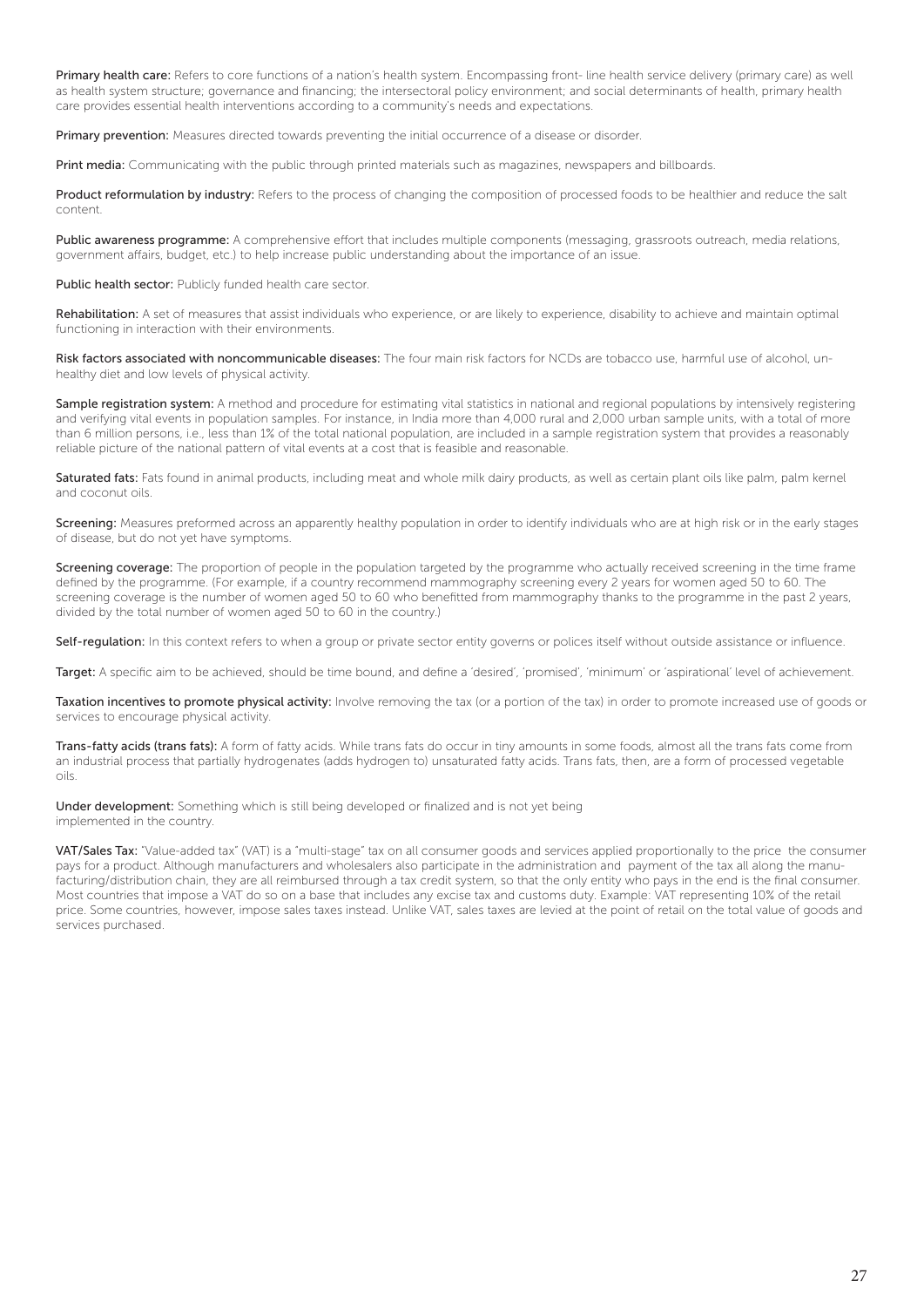**Primary health care:** Refers to core functions of a nation's health system. Encompassing front- line health service delivery (primary care) as well as health system structure; governance and financing; the intersectoral policy environment; and social determinants of health, primary health care provides essential health interventions according to a community's needs and expectations.

**Primary prevention:** Measures directed towards preventing the initial occurrence of a disease or disorder.

**Print media:** Communicating with the public through printed materials such as magazines, newspapers and billboards.

**Product reformulation by industry:** Refers to the process of changing the composition of processed foods to be healthier and reduce the salt content.

**Public awareness programme:** A comprehensive effort that includes multiple components (messaging, grassroots outreach, media relations, government affairs, budget, etc.) to help increase public understanding about the importance of an issue.

**Public health sector:** Publicly funded health care sector.

**Rehabilitation:** A set of measures that assist individuals who experience, or are likely to experience, disability to achieve and maintain optimal functioning in interaction with their environments.

**Risk factors associated with noncommunicable diseases:** The four main risk factors for NCDs are tobacco use, harmful use of alcohol, unhealthy diet and low levels of physical activity.

**Sample registration system:** A method and procedure for estimating vital statistics in national and regional populations by intensively registering and verifying vital events in population samples. For instance, in India more than 4,000 rural and 2,000 urban sample units, with a total of more than 6 million persons, i.e., less than 1% of the total national population, are included in a sample registration system that provides a reasonably reliable picture of the national pattern of vital events at a cost that is feasible and reasonable.

**Saturated fats:** Fats found in animal products, including meat and whole milk dairy products, as well as certain plant oils like palm, palm kernel and coconut oils.

**Screening:** Measures preformed across an apparently healthy population in order to identify individuals who are at high risk or in the early stages of disease, but do not yet have symptoms.

**Screening coverage:** The proportion of people in the population targeted by the programme who actually received screening in the time frame defined by the programme. (For example, if a country recommend mammography screening every 2 years for women aged 50 to 60. The screening coverage is the number of women aged 50 to 60 who benefitted from mammography thanks to the programme in the past 2 years, divided by the total number of women aged 50 to 60 in the country.)

**Self-regulation:** In this context refers to when a group or private sector entity governs or polices itself without outside assistance or influence.

**Target:** A specific aim to be achieved, should be time bound, and define a 'desired', 'promised', 'minimum' or 'aspirational' level of achievement.

**Taxation incentives to promote physical activity:** Involve removing the tax (or a portion of the tax) in order to promote increased use of goods or services to encourage physical activity.

**Trans-fatty acids (trans fats):** A form of fatty acids. While trans fats do occur in tiny amounts in some foods, almost all the trans fats come from an industrial process that partially hydrogenates (adds hydrogen to) unsaturated fatty acids. Trans fats, then, are a form of processed vegetable oils.

**Under development:** Something which is still being developed or finalized and is not yet being implemented in the country.

**VAT/Sales Tax:** "Value-added tax" (VAT) is a "multi-stage" tax on all consumer goods and services applied proportionally to the price the consumer pays for a product. Although manufacturers and wholesalers also participate in the administration and payment of the tax all along the manufacturing/distribution chain, they are all reimbursed through a tax credit system, so that the only entity who pays in the end is the final consumer. Most countries that impose a VAT do so on a base that includes any excise tax and customs duty. Example: VAT representing 10% of the retail price. Some countries, however, impose sales taxes instead. Unlike VAT, sales taxes are levied at the point of retail on the total value of goods and services purchased.